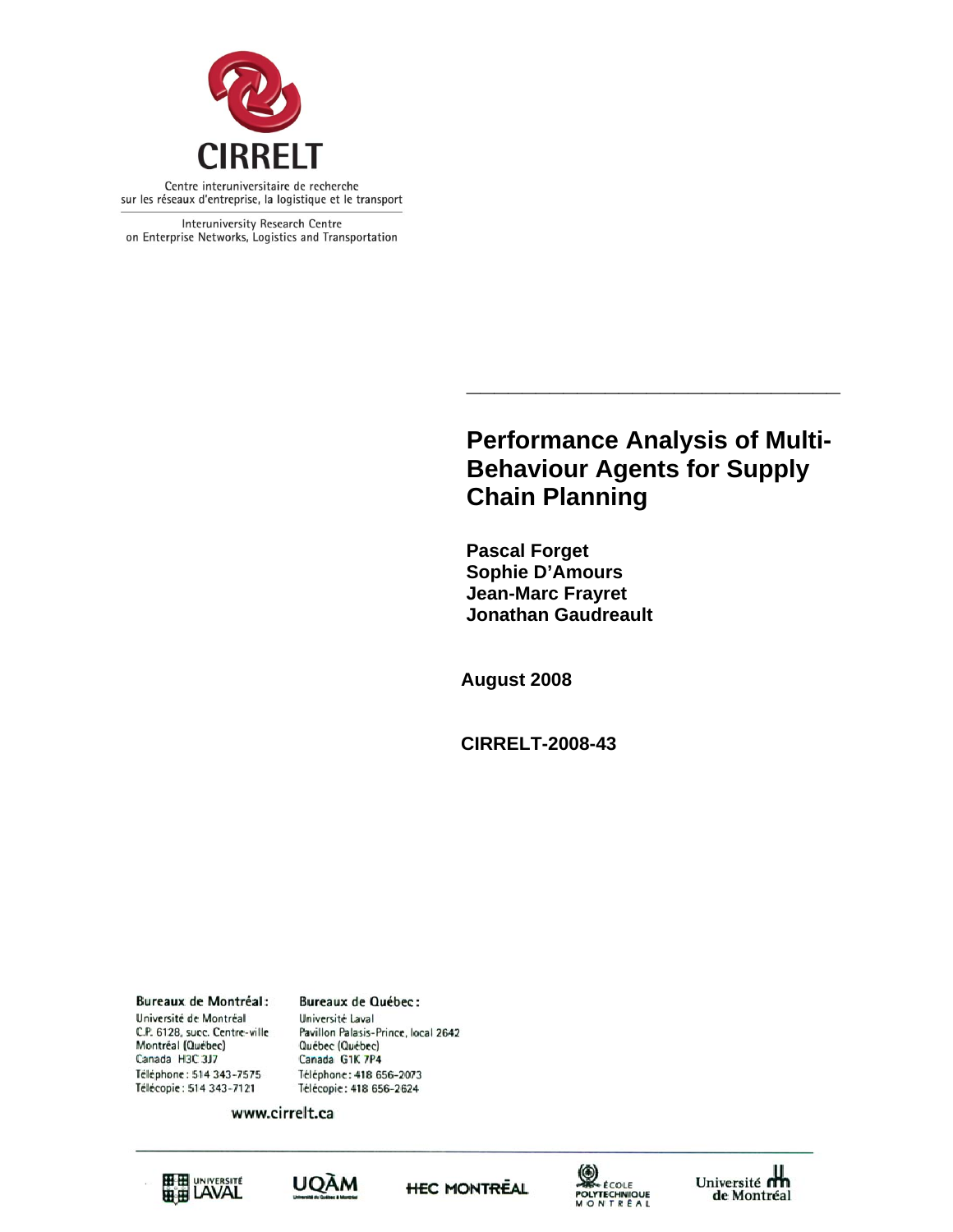**CIRRELT**

Centre interuniversitaire de recherche sur les réseaux d'entreprise, la logistique et le transport

Interuniversity Research Centre on Enterprise Networks, Logistics and Transportation

# Performance Analysis of Multi-Behaviour Agents for Supply Chain Planning

**Pascal Forget**
**Sophie D'Amours**
**Jean-Marc Frayret**
**Jonathan Gaudreault**

**August 2008**

**CIRRELT-2008-43**

**Bureaux de Montréal :**
Université de Montréal
C.P. 6128, succ. Centre-ville
Montréal (Québec)
Canada H3C 3J7
Téléphone : 514 343-7575
Télécopie : 514 343-7121

**Bureaux de Québec :**
Université Laval
Pavillon Palasis-Prince, local 2642
Québec (Québec)
Canada G1K 7P4
Téléphone : 418 656-2073
Télécopie : 418 656-2624

www.cirrelt.ca

Université Laval | UQÀM | HEC Montréal | École Polytechnique Montréal | Université de Montréal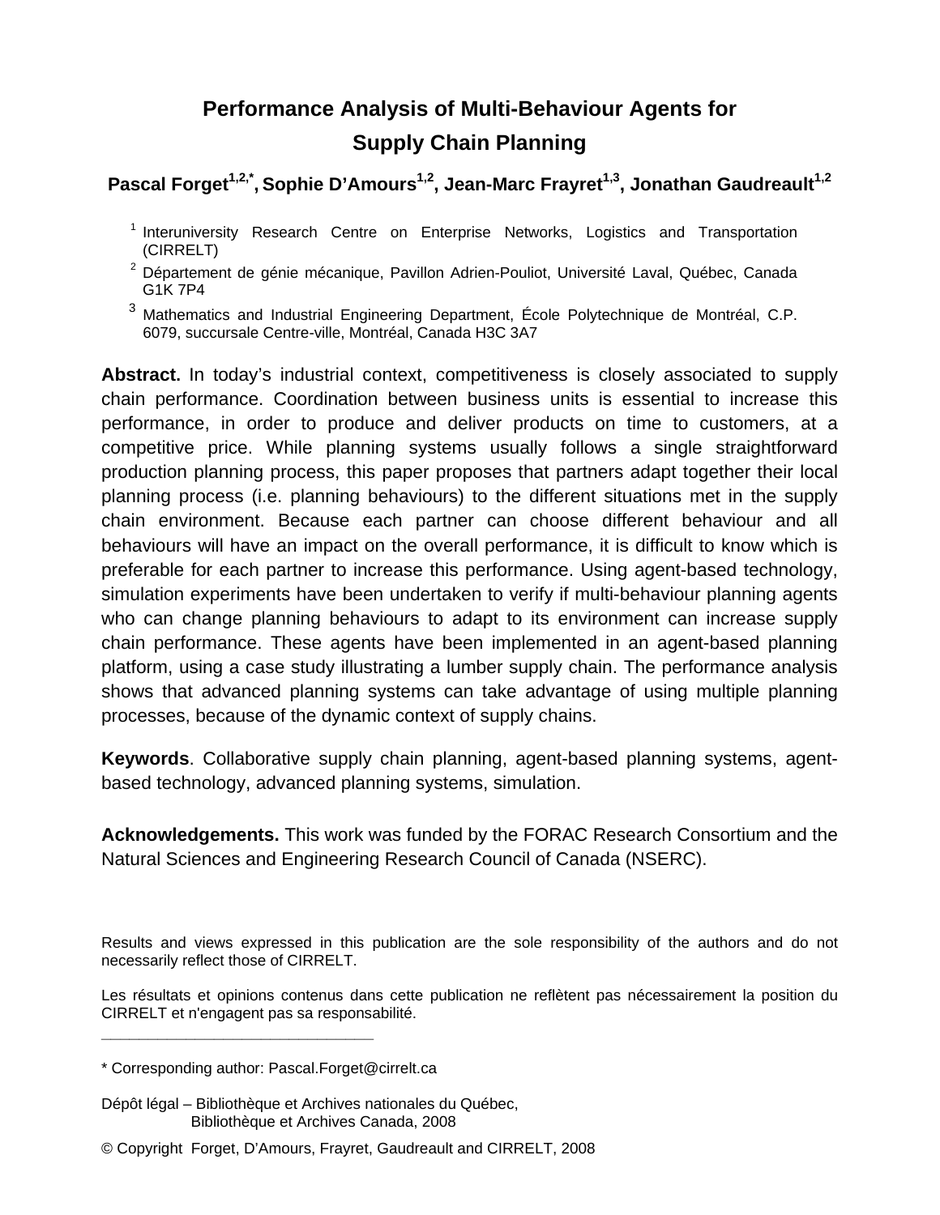# Performance Analysis of Multi-Behaviour Agents for Supply Chain Planning

**Pascal Forget[1,2,*], Sophie D'Amours[1,2], Jean-Marc Frayret[1,3], Jonathan Gaudreault[1,2]**

[1] Interuniversity Research Centre on Enterprise Networks, Logistics and Transportation (CIRRELT)

[2] Département de génie mécanique, Pavillon Adrien-Pouliot, Université Laval, Québec, Canada G1K 7P4

[3] Mathematics and Industrial Engineering Department, École Polytechnique de Montréal, C.P. 6079, succursale Centre-ville, Montréal, Canada H3C 3A7

**Abstract.** In today's industrial context, competitiveness is closely associated to supply chain performance. Coordination between business units is essential to increase this performance, in order to produce and deliver products on time to customers, at a competitive price. While planning systems usually follows a single straightforward production planning process, this paper proposes that partners adapt together their local planning process (i.e. planning behaviours) to the different situations met in the supply chain environment. Because each partner can choose different behaviour and all behaviours will have an impact on the overall performance, it is difficult to know which is preferable for each partner to increase this performance. Using agent-based technology, simulation experiments have been undertaken to verify if multi-behaviour planning agents who can change planning behaviours to adapt to its environment can increase supply chain performance. These agents have been implemented in an agent-based planning platform, using a case study illustrating a lumber supply chain. The performance analysis shows that advanced planning systems can take advantage of using multiple planning processes, because of the dynamic context of supply chains.

**Keywords**. Collaborative supply chain planning, agent-based planning systems, agent-based technology, advanced planning systems, simulation.

**Acknowledgements.** This work was funded by the FORAC Research Consortium and the Natural Sciences and Engineering Research Council of Canada (NSERC).

Results and views expressed in this publication are the sole responsibility of the authors and do not necessarily reflect those of CIRRELT.

Les résultats et opinions contenus dans cette publication ne reflètent pas nécessairement la position du CIRRELT et n'engagent pas sa responsabilité.

\_\_\_\_\_\_\_\_\_\_\_\_\_\_\_\_\_\_\_\_\_\_\_\_\_\_\_\_\_

\* Corresponding author: Pascal.Forget@cirrelt.ca

Dépôt légal – Bibliothèque et Archives nationales du Québec,
Bibliothèque et Archives Canada, 2008

© Copyright Forget, D'Amours, Frayret, Gaudreault and CIRRELT, 2008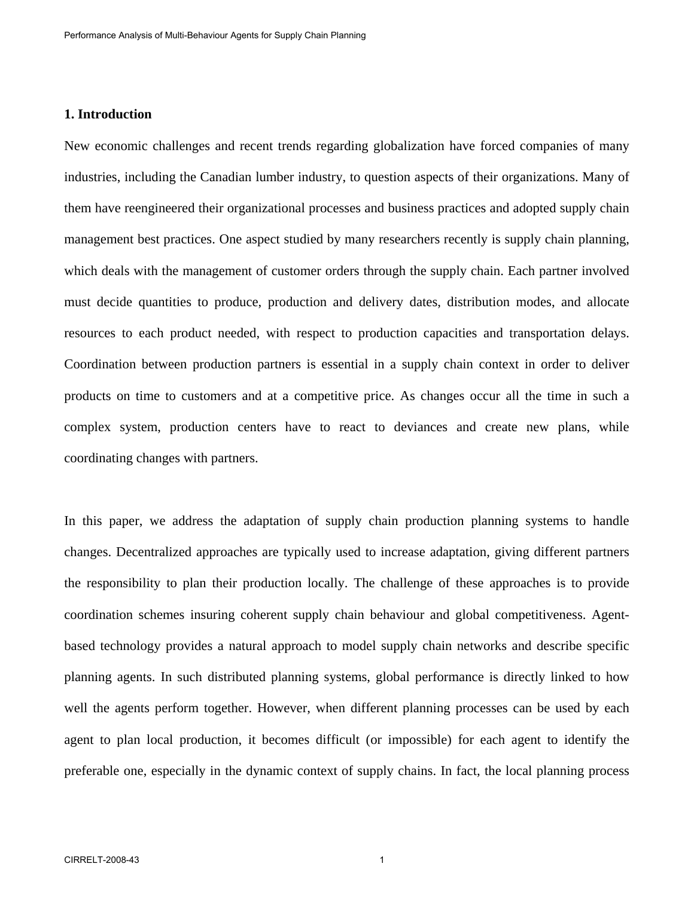## 1. Introduction

New economic challenges and recent trends regarding globalization have forced companies of many industries, including the Canadian lumber industry, to question aspects of their organizations. Many of them have reengineered their organizational processes and business practices and adopted supply chain management best practices. One aspect studied by many researchers recently is supply chain planning, which deals with the management of customer orders through the supply chain. Each partner involved must decide quantities to produce, production and delivery dates, distribution modes, and allocate resources to each product needed, with respect to production capacities and transportation delays. Coordination between production partners is essential in a supply chain context in order to deliver products on time to customers and at a competitive price. As changes occur all the time in such a complex system, production centers have to react to deviances and create new plans, while coordinating changes with partners.

In this paper, we address the adaptation of supply chain production planning systems to handle changes. Decentralized approaches are typically used to increase adaptation, giving different partners the responsibility to plan their production locally. The challenge of these approaches is to provide coordination schemes insuring coherent supply chain behaviour and global competitiveness. Agent-based technology provides a natural approach to model supply chain networks and describe specific planning agents. In such distributed planning systems, global performance is directly linked to how well the agents perform together. However, when different planning processes can be used by each agent to plan local production, it becomes difficult (or impossible) for each agent to identify the preferable one, especially in the dynamic context of supply chains. In fact, the local planning process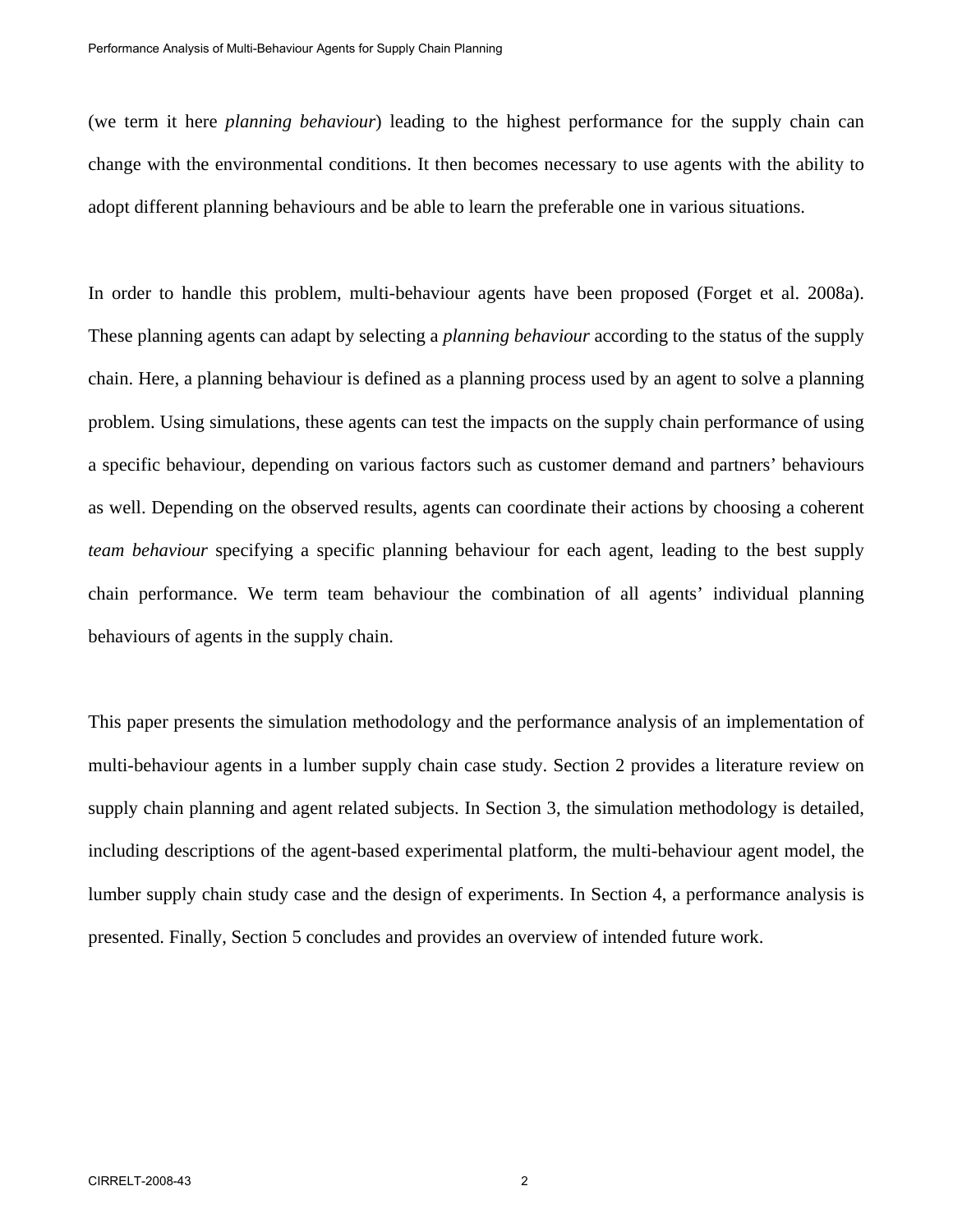(we term it here *planning behaviour*) leading to the highest performance for the supply chain can change with the environmental conditions. It then becomes necessary to use agents with the ability to adopt different planning behaviours and be able to learn the preferable one in various situations.

In order to handle this problem, multi-behaviour agents have been proposed (Forget et al. 2008a). These planning agents can adapt by selecting a *planning behaviour* according to the status of the supply chain. Here, a planning behaviour is defined as a planning process used by an agent to solve a planning problem. Using simulations, these agents can test the impacts on the supply chain performance of using a specific behaviour, depending on various factors such as customer demand and partners' behaviours as well. Depending on the observed results, agents can coordinate their actions by choosing a coherent *team behaviour* specifying a specific planning behaviour for each agent, leading to the best supply chain performance. We term team behaviour the combination of all agents' individual planning behaviours of agents in the supply chain.

This paper presents the simulation methodology and the performance analysis of an implementation of multi-behaviour agents in a lumber supply chain case study. Section 2 provides a literature review on supply chain planning and agent related subjects. In Section 3, the simulation methodology is detailed, including descriptions of the agent-based experimental platform, the multi-behaviour agent model, the lumber supply chain study case and the design of experiments. In Section 4, a performance analysis is presented. Finally, Section 5 concludes and provides an overview of intended future work.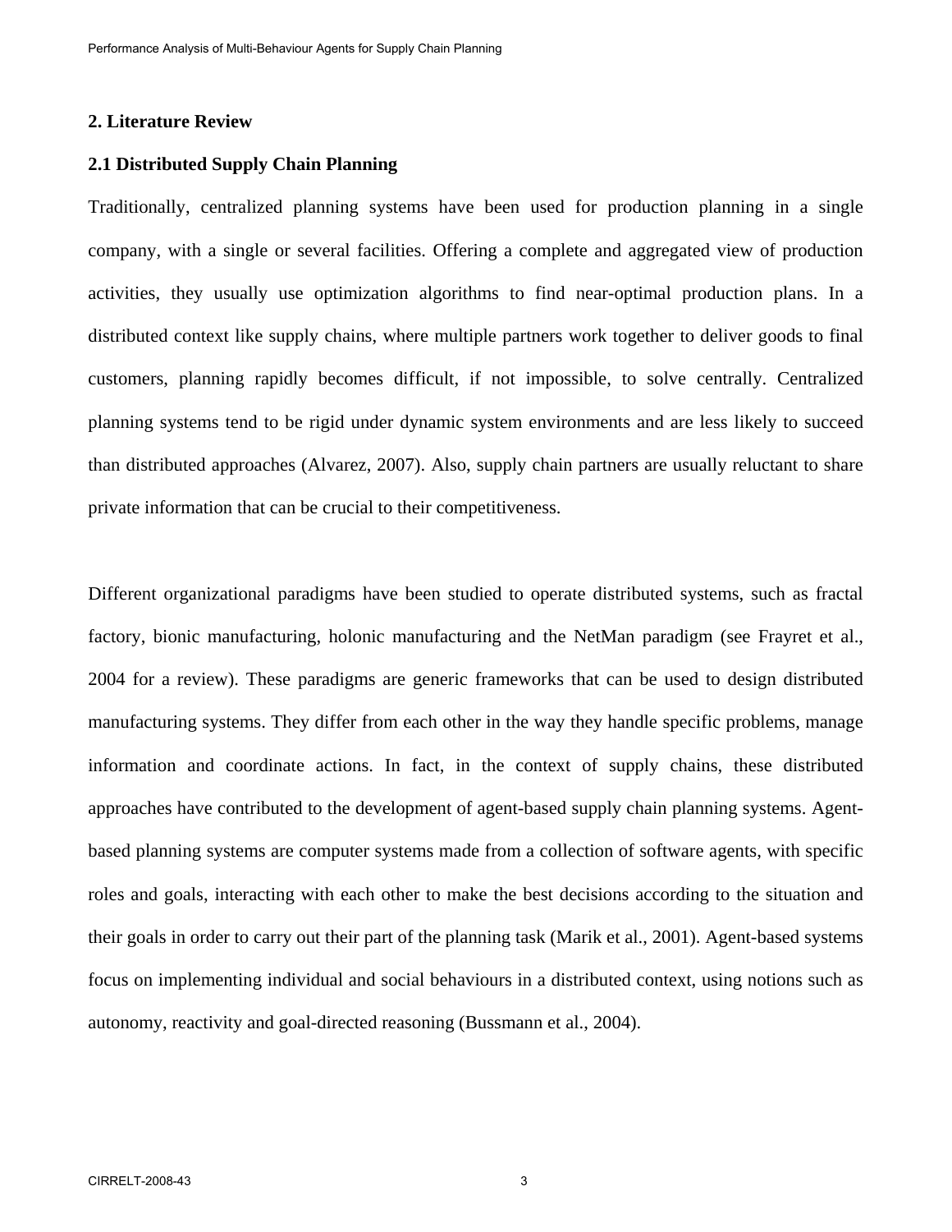## 2. Literature Review

### 2.1 Distributed Supply Chain Planning

Traditionally, centralized planning systems have been used for production planning in a single company, with a single or several facilities. Offering a complete and aggregated view of production activities, they usually use optimization algorithms to find near-optimal production plans. In a distributed context like supply chains, where multiple partners work together to deliver goods to final customers, planning rapidly becomes difficult, if not impossible, to solve centrally. Centralized planning systems tend to be rigid under dynamic system environments and are less likely to succeed than distributed approaches (Alvarez, 2007). Also, supply chain partners are usually reluctant to share private information that can be crucial to their competitiveness.

Different organizational paradigms have been studied to operate distributed systems, such as fractal factory, bionic manufacturing, holonic manufacturing and the NetMan paradigm (see Frayret et al., 2004 for a review). These paradigms are generic frameworks that can be used to design distributed manufacturing systems. They differ from each other in the way they handle specific problems, manage information and coordinate actions. In fact, in the context of supply chains, these distributed approaches have contributed to the development of agent-based supply chain planning systems. Agent-based planning systems are computer systems made from a collection of software agents, with specific roles and goals, interacting with each other to make the best decisions according to the situation and their goals in order to carry out their part of the planning task (Marik et al., 2001). Agent-based systems focus on implementing individual and social behaviours in a distributed context, using notions such as autonomy, reactivity and goal-directed reasoning (Bussmann et al., 2004).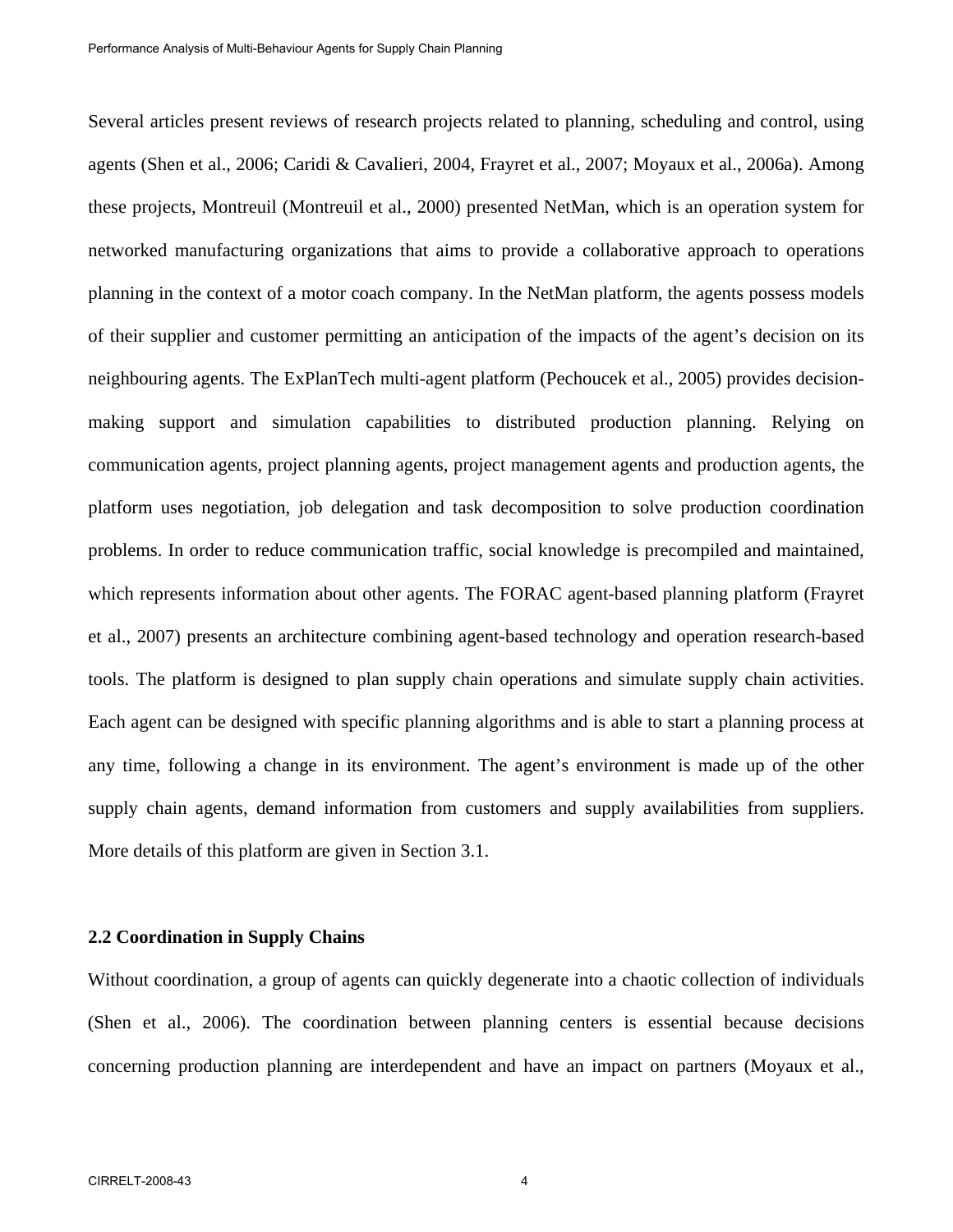Several articles present reviews of research projects related to planning, scheduling and control, using agents (Shen et al., 2006; Caridi & Cavalieri, 2004, Frayret et al., 2007; Moyaux et al., 2006a). Among these projects, Montreuil (Montreuil et al., 2000) presented NetMan, which is an operation system for networked manufacturing organizations that aims to provide a collaborative approach to operations planning in the context of a motor coach company. In the NetMan platform, the agents possess models of their supplier and customer permitting an anticipation of the impacts of the agent's decision on its neighbouring agents. The ExPlanTech multi-agent platform (Pechoucek et al., 2005) provides decision-making support and simulation capabilities to distributed production planning. Relying on communication agents, project planning agents, project management agents and production agents, the platform uses negotiation, job delegation and task decomposition to solve production coordination problems. In order to reduce communication traffic, social knowledge is precompiled and maintained, which represents information about other agents. The FORAC agent-based planning platform (Frayret et al., 2007) presents an architecture combining agent-based technology and operation research-based tools. The platform is designed to plan supply chain operations and simulate supply chain activities. Each agent can be designed with specific planning algorithms and is able to start a planning process at any time, following a change in its environment. The agent's environment is made up of the other supply chain agents, demand information from customers and supply availabilities from suppliers. More details of this platform are given in Section 3.1.

## 2.2 Coordination in Supply Chains

Without coordination, a group of agents can quickly degenerate into a chaotic collection of individuals (Shen et al., 2006). The coordination between planning centers is essential because decisions concerning production planning are interdependent and have an impact on partners (Moyaux et al.,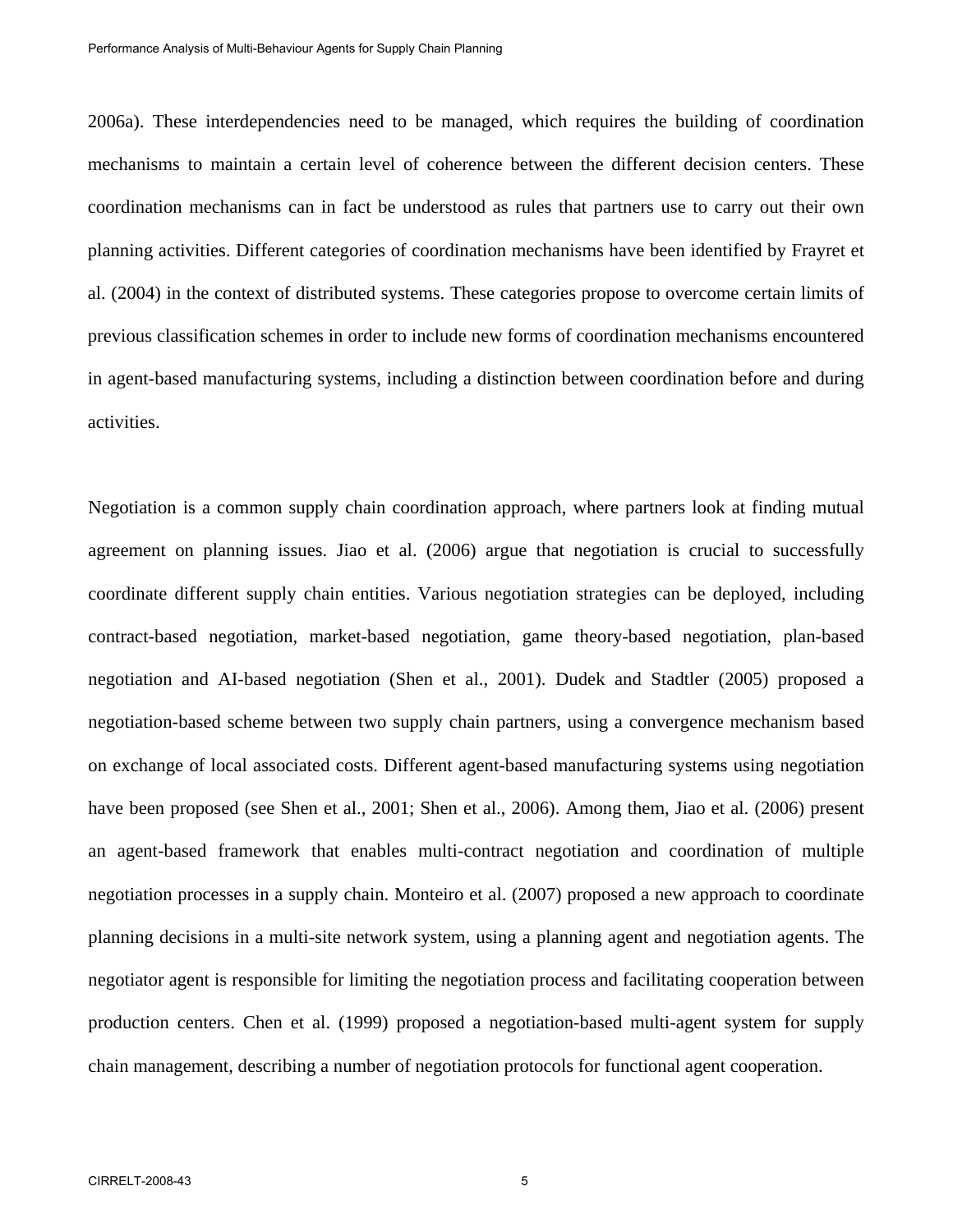2006a). These interdependencies need to be managed, which requires the building of coordination mechanisms to maintain a certain level of coherence between the different decision centers. These coordination mechanisms can in fact be understood as rules that partners use to carry out their own planning activities. Different categories of coordination mechanisms have been identified by Frayret et al. (2004) in the context of distributed systems. These categories propose to overcome certain limits of previous classification schemes in order to include new forms of coordination mechanisms encountered in agent-based manufacturing systems, including a distinction between coordination before and during activities.

Negotiation is a common supply chain coordination approach, where partners look at finding mutual agreement on planning issues. Jiao et al. (2006) argue that negotiation is crucial to successfully coordinate different supply chain entities. Various negotiation strategies can be deployed, including contract-based negotiation, market-based negotiation, game theory-based negotiation, plan-based negotiation and AI-based negotiation (Shen et al., 2001). Dudek and Stadtler (2005) proposed a negotiation-based scheme between two supply chain partners, using a convergence mechanism based on exchange of local associated costs. Different agent-based manufacturing systems using negotiation have been proposed (see Shen et al., 2001; Shen et al., 2006). Among them, Jiao et al. (2006) present an agent-based framework that enables multi-contract negotiation and coordination of multiple negotiation processes in a supply chain. Monteiro et al. (2007) proposed a new approach to coordinate planning decisions in a multi-site network system, using a planning agent and negotiation agents. The negotiator agent is responsible for limiting the negotiation process and facilitating cooperation between production centers. Chen et al. (1999) proposed a negotiation-based multi-agent system for supply chain management, describing a number of negotiation protocols for functional agent cooperation.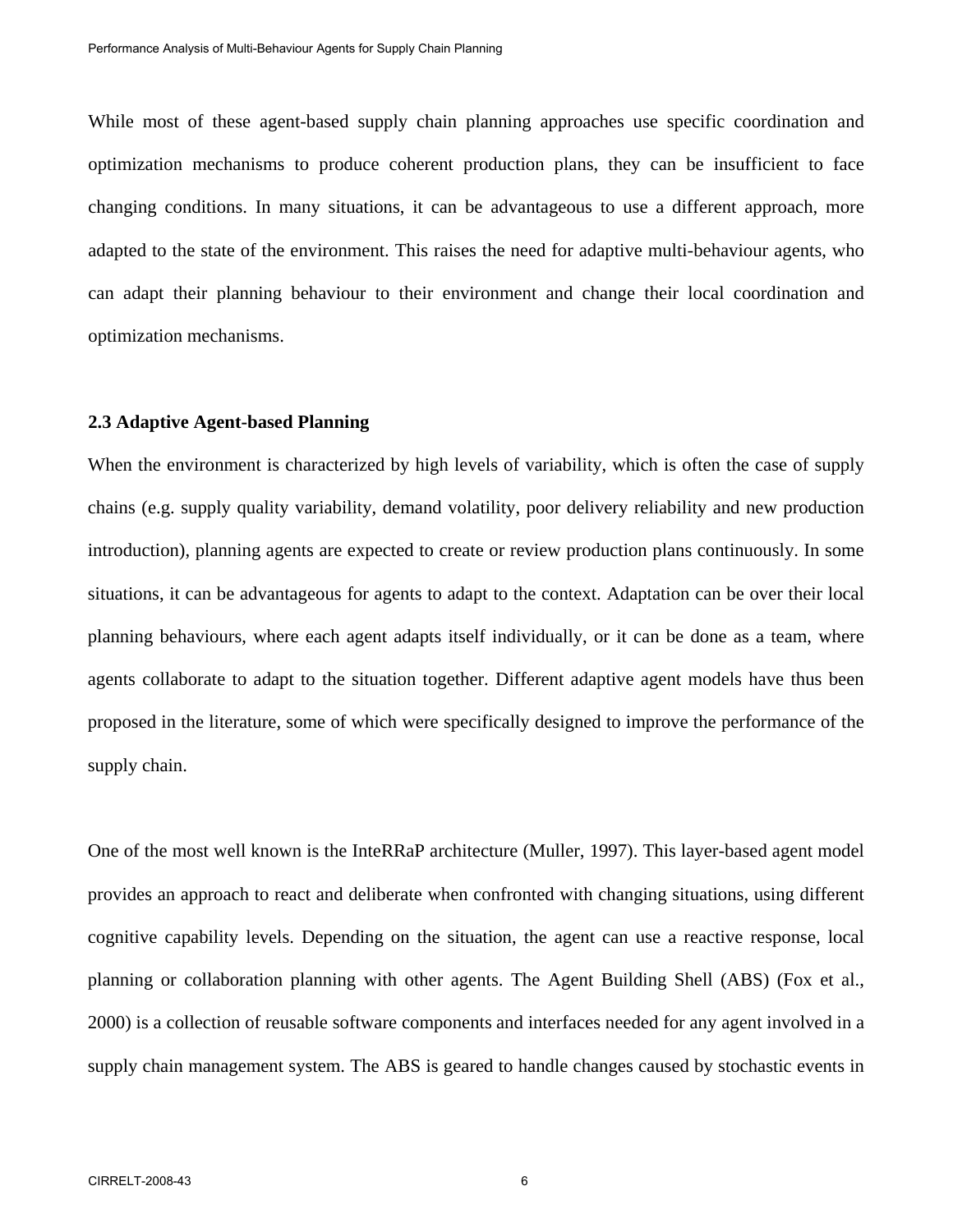While most of these agent-based supply chain planning approaches use specific coordination and optimization mechanisms to produce coherent production plans, they can be insufficient to face changing conditions. In many situations, it can be advantageous to use a different approach, more adapted to the state of the environment. This raises the need for adaptive multi-behaviour agents, who can adapt their planning behaviour to their environment and change their local coordination and optimization mechanisms.

### 2.3 Adaptive Agent-based Planning

When the environment is characterized by high levels of variability, which is often the case of supply chains (e.g. supply quality variability, demand volatility, poor delivery reliability and new production introduction), planning agents are expected to create or review production plans continuously. In some situations, it can be advantageous for agents to adapt to the context. Adaptation can be over their local planning behaviours, where each agent adapts itself individually, or it can be done as a team, where agents collaborate to adapt to the situation together. Different adaptive agent models have thus been proposed in the literature, some of which were specifically designed to improve the performance of the supply chain.

One of the most well known is the InteRRaP architecture (Muller, 1997). This layer-based agent model provides an approach to react and deliberate when confronted with changing situations, using different cognitive capability levels. Depending on the situation, the agent can use a reactive response, local planning or collaboration planning with other agents. The Agent Building Shell (ABS) (Fox et al., 2000) is a collection of reusable software components and interfaces needed for any agent involved in a supply chain management system. The ABS is geared to handle changes caused by stochastic events in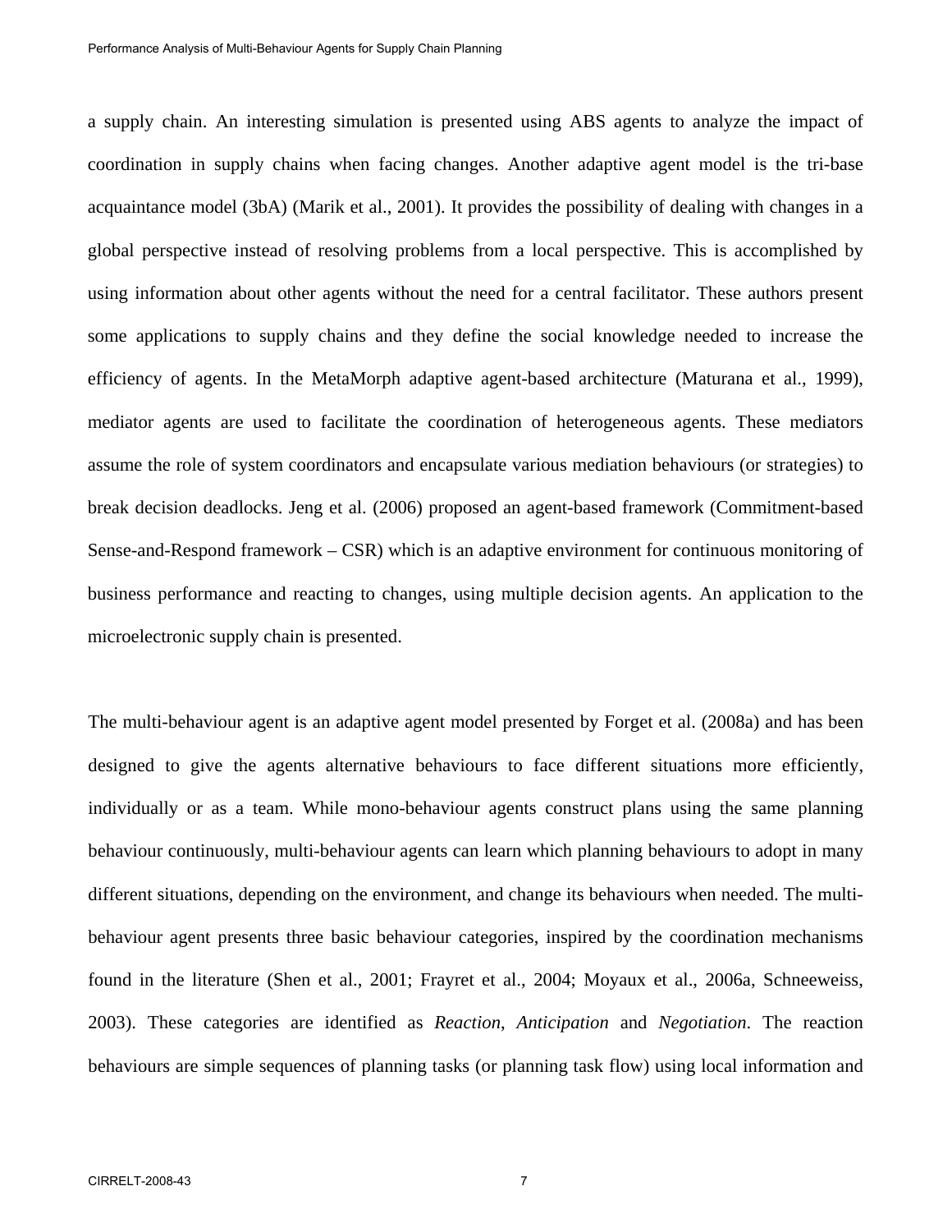a supply chain. An interesting simulation is presented using ABS agents to analyze the impact of coordination in supply chains when facing changes. Another adaptive agent model is the tri-base acquaintance model (3bA) (Marik et al., 2001). It provides the possibility of dealing with changes in a global perspective instead of resolving problems from a local perspective. This is accomplished by using information about other agents without the need for a central facilitator. These authors present some applications to supply chains and they define the social knowledge needed to increase the efficiency of agents. In the MetaMorph adaptive agent-based architecture (Maturana et al., 1999), mediator agents are used to facilitate the coordination of heterogeneous agents. These mediators assume the role of system coordinators and encapsulate various mediation behaviours (or strategies) to break decision deadlocks. Jeng et al. (2006) proposed an agent-based framework (Commitment-based Sense-and-Respond framework – CSR) which is an adaptive environment for continuous monitoring of business performance and reacting to changes, using multiple decision agents. An application to the microelectronic supply chain is presented.

The multi-behaviour agent is an adaptive agent model presented by Forget et al. (2008a) and has been designed to give the agents alternative behaviours to face different situations more efficiently, individually or as a team. While mono-behaviour agents construct plans using the same planning behaviour continuously, multi-behaviour agents can learn which planning behaviours to adopt in many different situations, depending on the environment, and change its behaviours when needed. The multi-behaviour agent presents three basic behaviour categories, inspired by the coordination mechanisms found in the literature (Shen et al., 2001; Frayret et al., 2004; Moyaux et al., 2006a, Schneeweiss, 2003). These categories are identified as *Reaction*, *Anticipation* and *Negotiation*. The reaction behaviours are simple sequences of planning tasks (or planning task flow) using local information and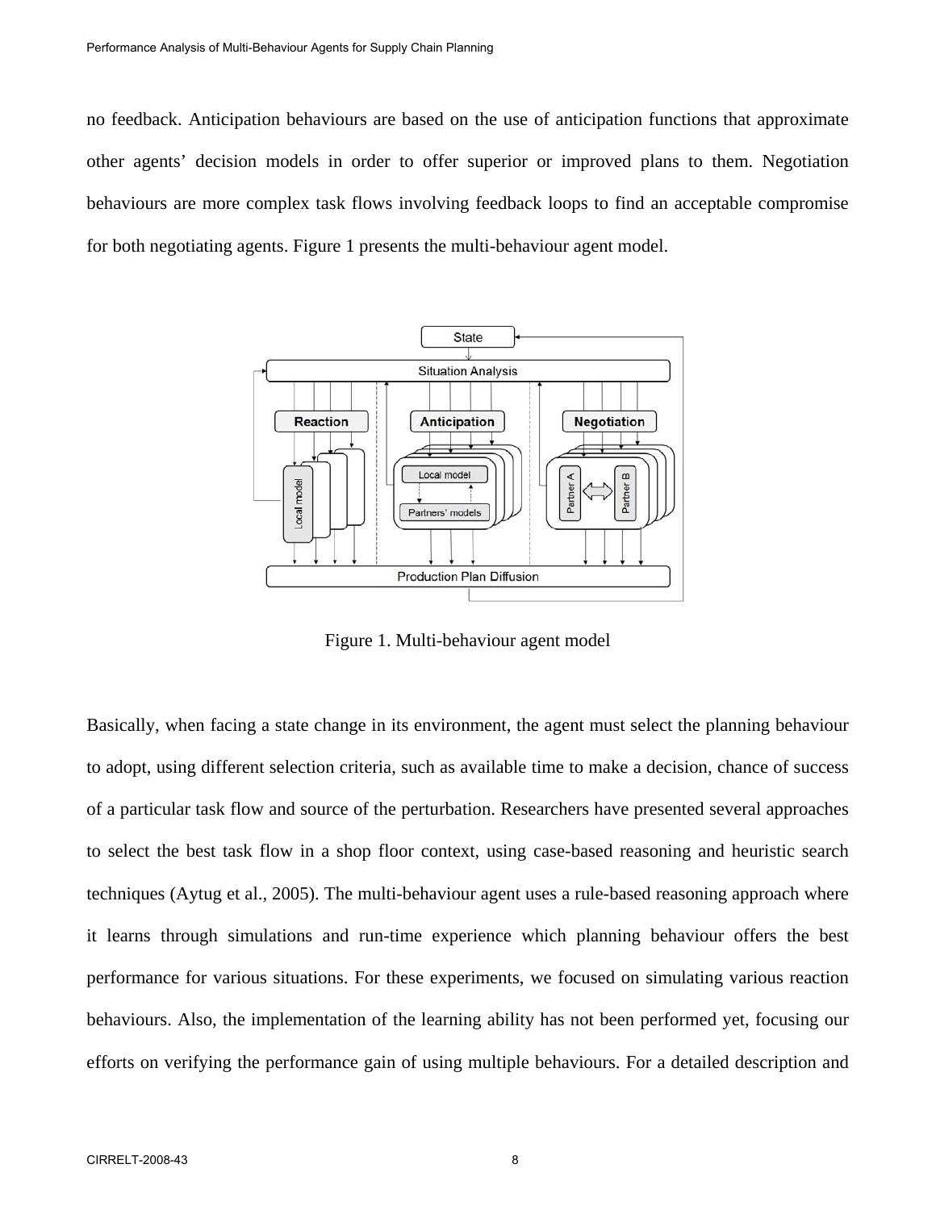no feedback. Anticipation behaviours are based on the use of anticipation functions that approximate other agents' decision models in order to offer superior or improved plans to them. Negotiation behaviours are more complex task flows involving feedback loops to find an acceptable compromise for both negotiating agents. Figure 1 presents the multi-behaviour agent model.

Figure 1. Multi-behaviour agent model

Basically, when facing a state change in its environment, the agent must select the planning behaviour to adopt, using different selection criteria, such as available time to make a decision, chance of success of a particular task flow and source of the perturbation. Researchers have presented several approaches to select the best task flow in a shop floor context, using case-based reasoning and heuristic search techniques (Aytug et al., 2005). The multi-behaviour agent uses a rule-based reasoning approach where it learns through simulations and run-time experience which planning behaviour offers the best performance for various situations. For these experiments, we focused on simulating various reaction behaviours. Also, the implementation of the learning ability has not been performed yet, focusing our efforts on verifying the performance gain of using multiple behaviours. For a detailed description and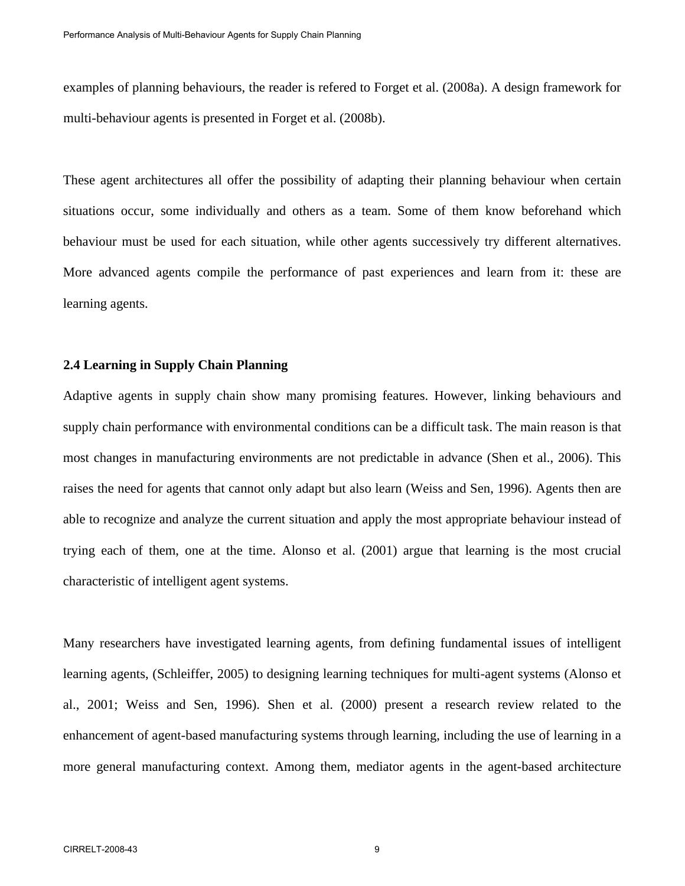examples of planning behaviours, the reader is refered to Forget et al. (2008a). A design framework for multi-behaviour agents is presented in Forget et al. (2008b).

These agent architectures all offer the possibility of adapting their planning behaviour when certain situations occur, some individually and others as a team. Some of them know beforehand which behaviour must be used for each situation, while other agents successively try different alternatives. More advanced agents compile the performance of past experiences and learn from it: these are learning agents.

### 2.4 Learning in Supply Chain Planning

Adaptive agents in supply chain show many promising features. However, linking behaviours and supply chain performance with environmental conditions can be a difficult task. The main reason is that most changes in manufacturing environments are not predictable in advance (Shen et al., 2006). This raises the need for agents that cannot only adapt but also learn (Weiss and Sen, 1996). Agents then are able to recognize and analyze the current situation and apply the most appropriate behaviour instead of trying each of them, one at the time. Alonso et al. (2001) argue that learning is the most crucial characteristic of intelligent agent systems.

Many researchers have investigated learning agents, from defining fundamental issues of intelligent learning agents, (Schleiffer, 2005) to designing learning techniques for multi-agent systems (Alonso et al., 2001; Weiss and Sen, 1996). Shen et al. (2000) present a research review related to the enhancement of agent-based manufacturing systems through learning, including the use of learning in a more general manufacturing context. Among them, mediator agents in the agent-based architecture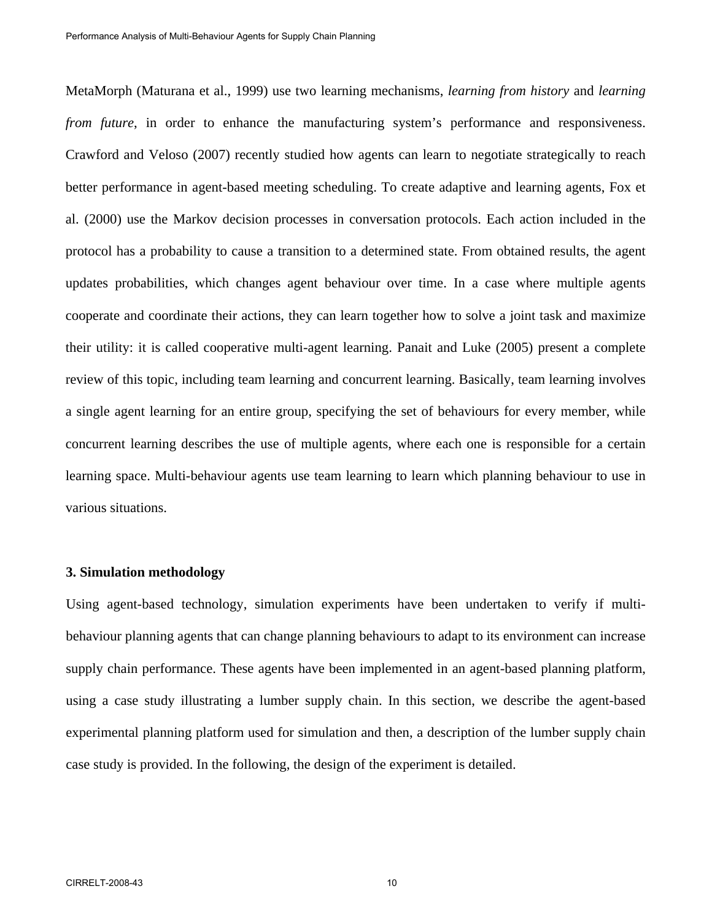MetaMorph (Maturana et al., 1999) use two learning mechanisms, *learning from history* and *learning from future*, in order to enhance the manufacturing system's performance and responsiveness. Crawford and Veloso (2007) recently studied how agents can learn to negotiate strategically to reach better performance in agent-based meeting scheduling. To create adaptive and learning agents, Fox et al. (2000) use the Markov decision processes in conversation protocols. Each action included in the protocol has a probability to cause a transition to a determined state. From obtained results, the agent updates probabilities, which changes agent behaviour over time. In a case where multiple agents cooperate and coordinate their actions, they can learn together how to solve a joint task and maximize their utility: it is called cooperative multi-agent learning. Panait and Luke (2005) present a complete review of this topic, including team learning and concurrent learning. Basically, team learning involves a single agent learning for an entire group, specifying the set of behaviours for every member, while concurrent learning describes the use of multiple agents, where each one is responsible for a certain learning space. Multi-behaviour agents use team learning to learn which planning behaviour to use in various situations.

## 3. Simulation methodology

Using agent-based technology, simulation experiments have been undertaken to verify if multi-behaviour planning agents that can change planning behaviours to adapt to its environment can increase supply chain performance. These agents have been implemented in an agent-based planning platform, using a case study illustrating a lumber supply chain. In this section, we describe the agent-based experimental planning platform used for simulation and then, a description of the lumber supply chain case study is provided. In the following, the design of the experiment is detailed.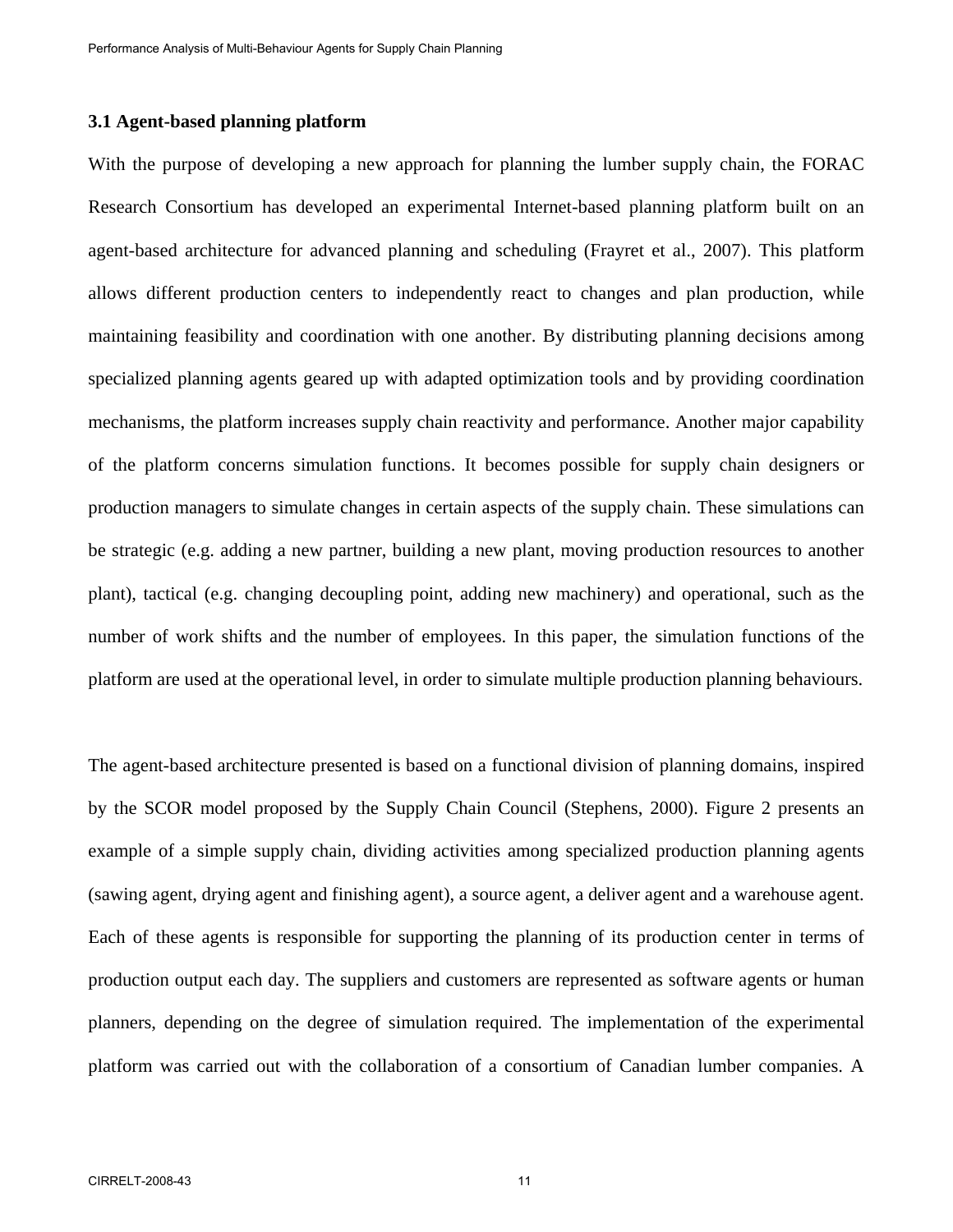### 3.1 Agent-based planning platform

With the purpose of developing a new approach for planning the lumber supply chain, the FORAC Research Consortium has developed an experimental Internet-based planning platform built on an agent-based architecture for advanced planning and scheduling (Frayret et al., 2007). This platform allows different production centers to independently react to changes and plan production, while maintaining feasibility and coordination with one another. By distributing planning decisions among specialized planning agents geared up with adapted optimization tools and by providing coordination mechanisms, the platform increases supply chain reactivity and performance. Another major capability of the platform concerns simulation functions. It becomes possible for supply chain designers or production managers to simulate changes in certain aspects of the supply chain. These simulations can be strategic (e.g. adding a new partner, building a new plant, moving production resources to another plant), tactical (e.g. changing decoupling point, adding new machinery) and operational, such as the number of work shifts and the number of employees. In this paper, the simulation functions of the platform are used at the operational level, in order to simulate multiple production planning behaviours.

The agent-based architecture presented is based on a functional division of planning domains, inspired by the SCOR model proposed by the Supply Chain Council (Stephens, 2000). Figure 2 presents an example of a simple supply chain, dividing activities among specialized production planning agents (sawing agent, drying agent and finishing agent), a source agent, a deliver agent and a warehouse agent. Each of these agents is responsible for supporting the planning of its production center in terms of production output each day. The suppliers and customers are represented as software agents or human planners, depending on the degree of simulation required. The implementation of the experimental platform was carried out with the collaboration of a consortium of Canadian lumber companies. A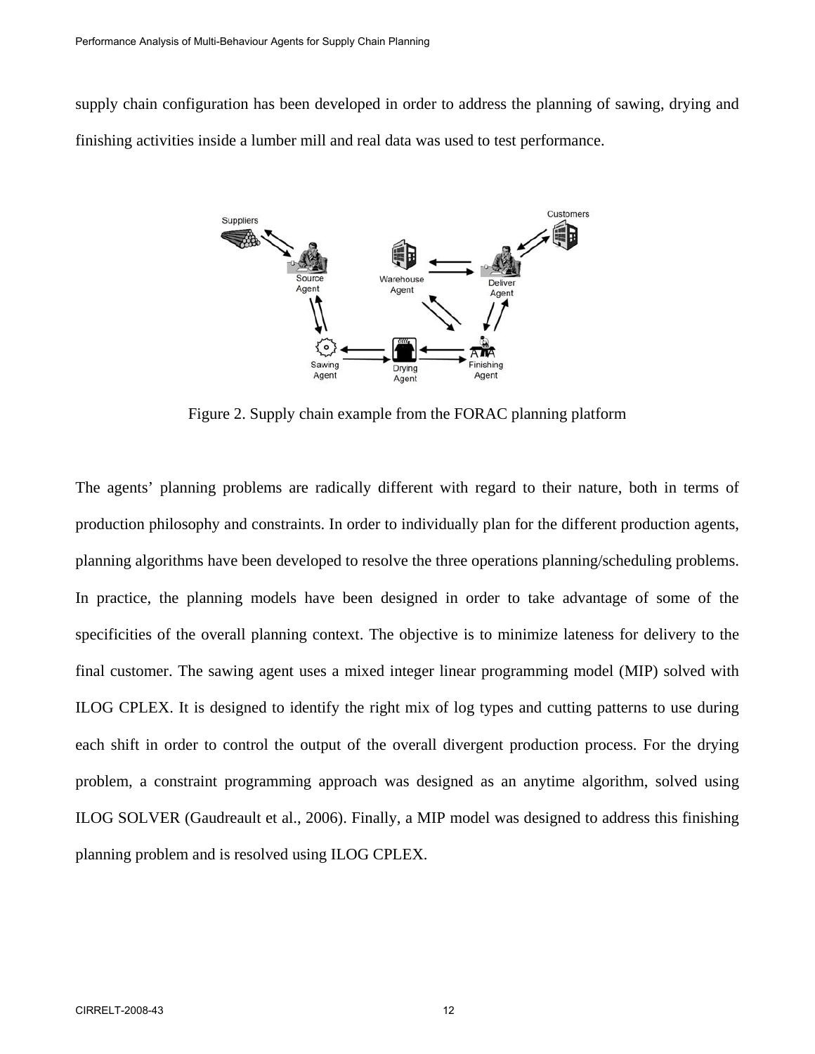supply chain configuration has been developed in order to address the planning of sawing, drying and finishing activities inside a lumber mill and real data was used to test performance.

Figure 2. Supply chain example from the FORAC planning platform

The agents' planning problems are radically different with regard to their nature, both in terms of production philosophy and constraints. In order to individually plan for the different production agents, planning algorithms have been developed to resolve the three operations planning/scheduling problems. In practice, the planning models have been designed in order to take advantage of some of the specificities of the overall planning context. The objective is to minimize lateness for delivery to the final customer. The sawing agent uses a mixed integer linear programming model (MIP) solved with ILOG CPLEX. It is designed to identify the right mix of log types and cutting patterns to use during each shift in order to control the output of the overall divergent production process. For the drying problem, a constraint programming approach was designed as an anytime algorithm, solved using ILOG SOLVER (Gaudreault et al., 2006). Finally, a MIP model was designed to address this finishing planning problem and is resolved using ILOG CPLEX.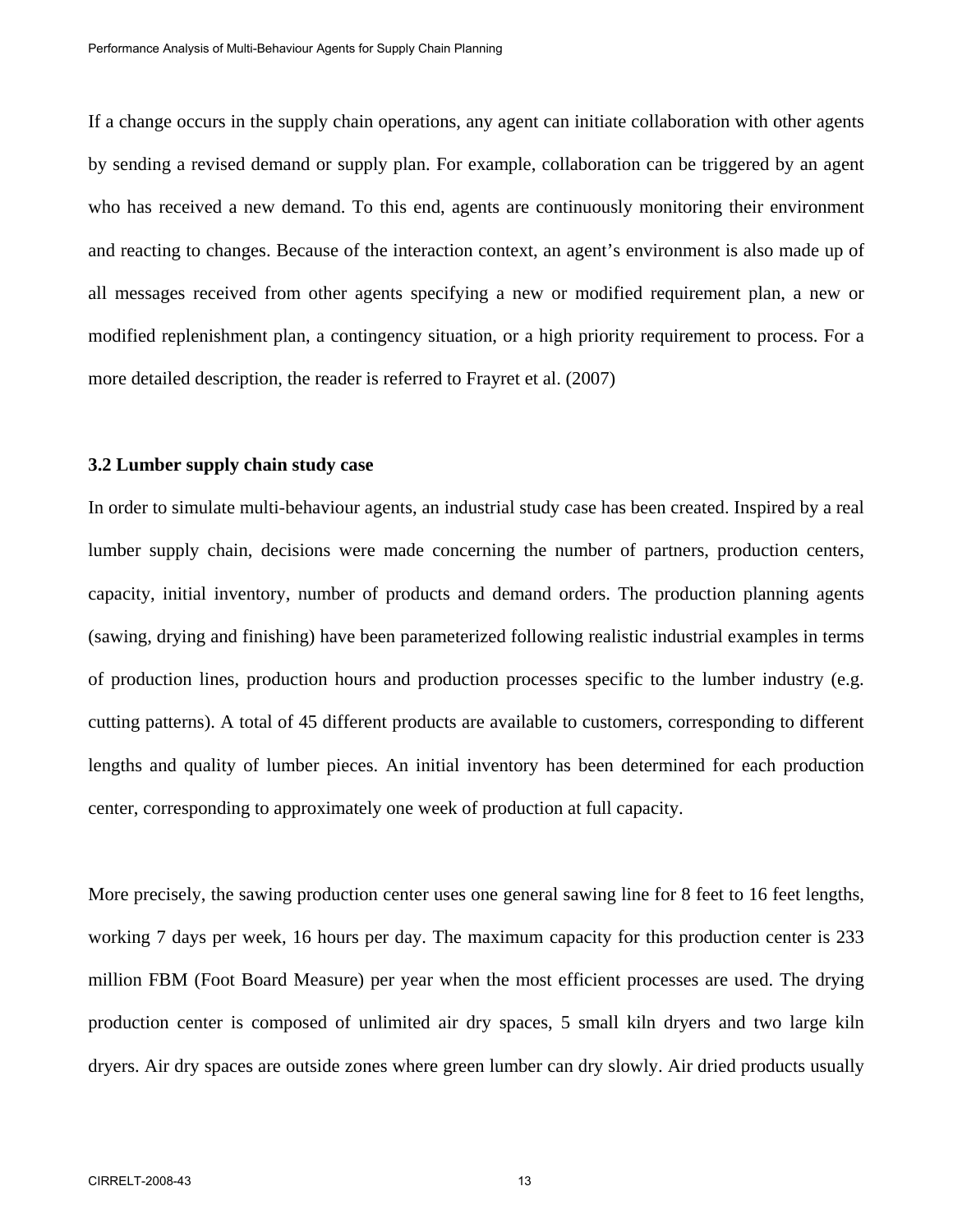If a change occurs in the supply chain operations, any agent can initiate collaboration with other agents by sending a revised demand or supply plan. For example, collaboration can be triggered by an agent who has received a new demand. To this end, agents are continuously monitoring their environment and reacting to changes. Because of the interaction context, an agent's environment is also made up of all messages received from other agents specifying a new or modified requirement plan, a new or modified replenishment plan, a contingency situation, or a high priority requirement to process. For a more detailed description, the reader is referred to Frayret et al. (2007)

### 3.2 Lumber supply chain study case

In order to simulate multi-behaviour agents, an industrial study case has been created. Inspired by a real lumber supply chain, decisions were made concerning the number of partners, production centers, capacity, initial inventory, number of products and demand orders. The production planning agents (sawing, drying and finishing) have been parameterized following realistic industrial examples in terms of production lines, production hours and production processes specific to the lumber industry (e.g. cutting patterns). A total of 45 different products are available to customers, corresponding to different lengths and quality of lumber pieces. An initial inventory has been determined for each production center, corresponding to approximately one week of production at full capacity.

More precisely, the sawing production center uses one general sawing line for 8 feet to 16 feet lengths, working 7 days per week, 16 hours per day. The maximum capacity for this production center is 233 million FBM (Foot Board Measure) per year when the most efficient processes are used. The drying production center is composed of unlimited air dry spaces, 5 small kiln dryers and two large kiln dryers. Air dry spaces are outside zones where green lumber can dry slowly. Air dried products usually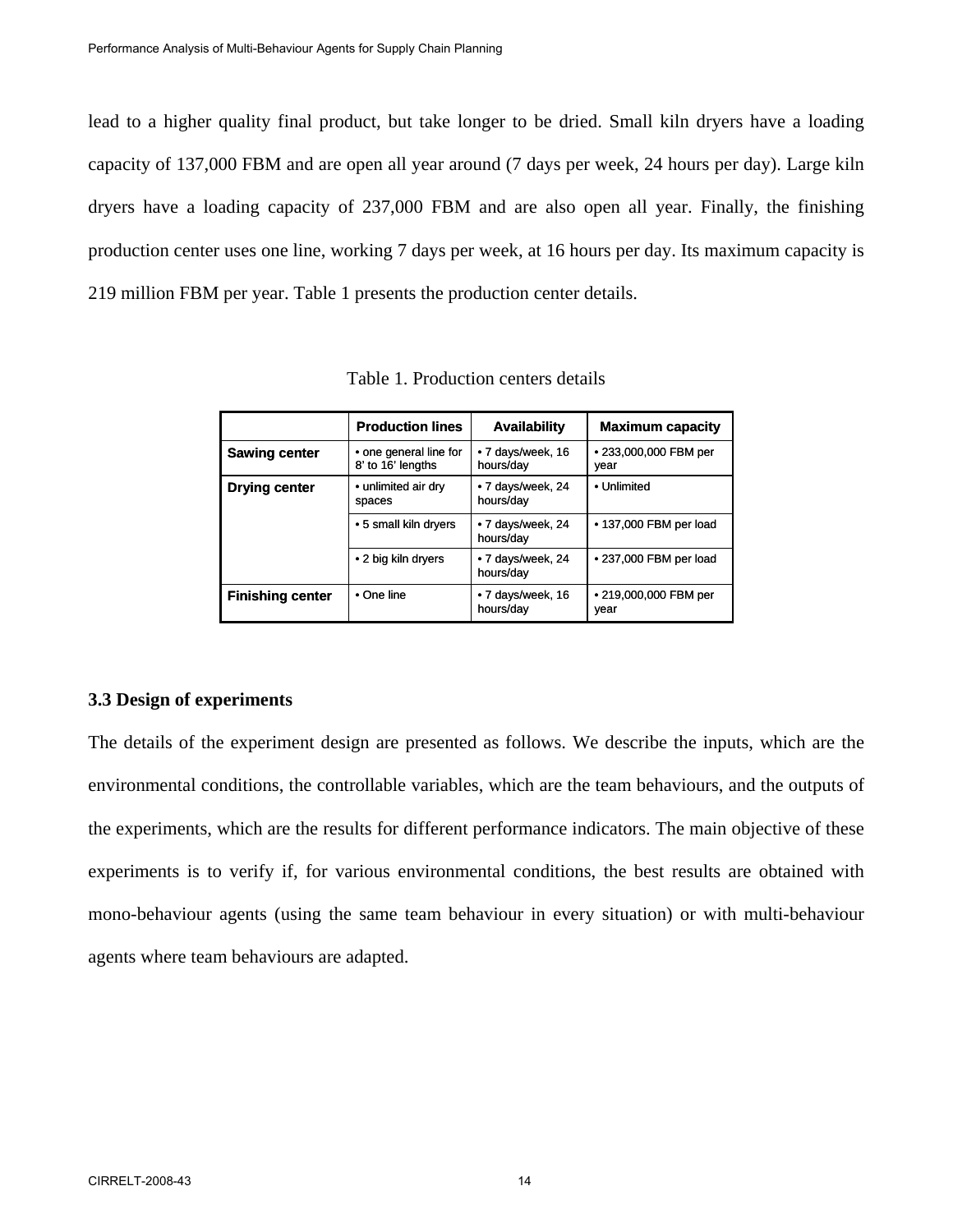lead to a higher quality final product, but take longer to be dried. Small kiln dryers have a loading capacity of 137,000 FBM and are open all year around (7 days per week, 24 hours per day). Large kiln dryers have a loading capacity of 237,000 FBM and are also open all year. Finally, the finishing production center uses one line, working 7 days per week, at 16 hours per day. Its maximum capacity is 219 million FBM per year. Table 1 presents the production center details.

Table 1. Production centers details

| | Production lines | Availability | Maximum capacity |
|---|---|---|---|
| **Sawing center** | • one general line for 8' to 16' lengths | • 7 days/week, 16 hours/day | • 233,000,000 FBM per year |
| **Drying center** | • unlimited air dry spaces | • 7 days/week, 24 hours/day | • Unlimited |
| | • 5 small kiln dryers | • 7 days/week, 24 hours/day | • 137,000 FBM per load |
| | • 2 big kiln dryers | • 7 days/week, 24 hours/day | • 237,000 FBM per load |
| **Finishing center** | • One line | • 7 days/week, 16 hours/day | • 219,000,000 FBM per year |

### 3.3 Design of experiments

The details of the experiment design are presented as follows. We describe the inputs, which are the environmental conditions, the controllable variables, which are the team behaviours, and the outputs of the experiments, which are the results for different performance indicators. The main objective of these experiments is to verify if, for various environmental conditions, the best results are obtained with mono-behaviour agents (using the same team behaviour in every situation) or with multi-behaviour agents where team behaviours are adapted.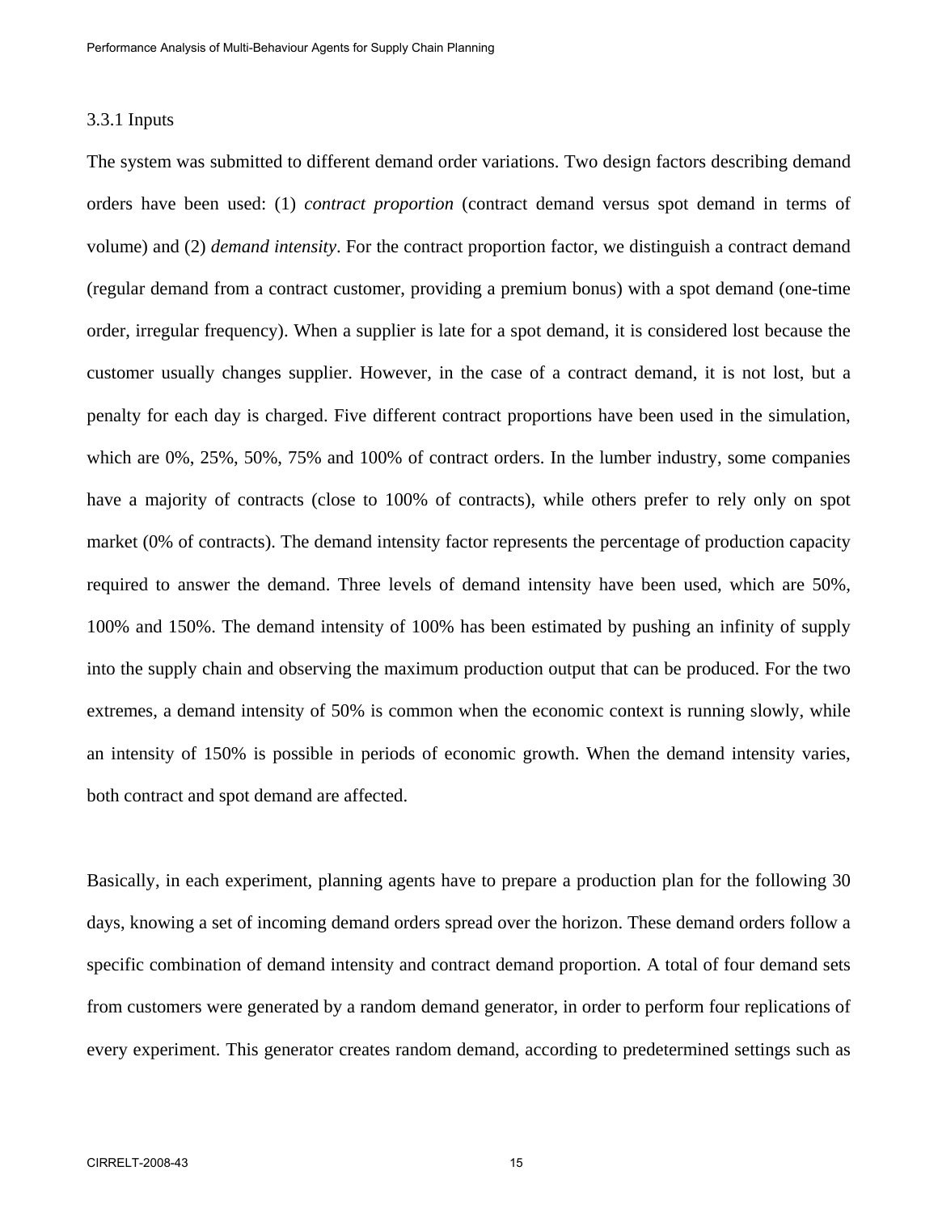### 3.3.1 Inputs

The system was submitted to different demand order variations. Two design factors describing demand orders have been used: (1) *contract proportion* (contract demand versus spot demand in terms of volume) and (2) *demand intensity*. For the contract proportion factor, we distinguish a contract demand (regular demand from a contract customer, providing a premium bonus) with a spot demand (one-time order, irregular frequency). When a supplier is late for a spot demand, it is considered lost because the customer usually changes supplier. However, in the case of a contract demand, it is not lost, but a penalty for each day is charged. Five different contract proportions have been used in the simulation, which are 0%, 25%, 50%, 75% and 100% of contract orders. In the lumber industry, some companies have a majority of contracts (close to 100% of contracts), while others prefer to rely only on spot market (0% of contracts). The demand intensity factor represents the percentage of production capacity required to answer the demand. Three levels of demand intensity have been used, which are 50%, 100% and 150%. The demand intensity of 100% has been estimated by pushing an infinity of supply into the supply chain and observing the maximum production output that can be produced. For the two extremes, a demand intensity of 50% is common when the economic context is running slowly, while an intensity of 150% is possible in periods of economic growth. When the demand intensity varies, both contract and spot demand are affected.

Basically, in each experiment, planning agents have to prepare a production plan for the following 30 days, knowing a set of incoming demand orders spread over the horizon. These demand orders follow a specific combination of demand intensity and contract demand proportion. A total of four demand sets from customers were generated by a random demand generator, in order to perform four replications of every experiment. This generator creates random demand, according to predetermined settings such as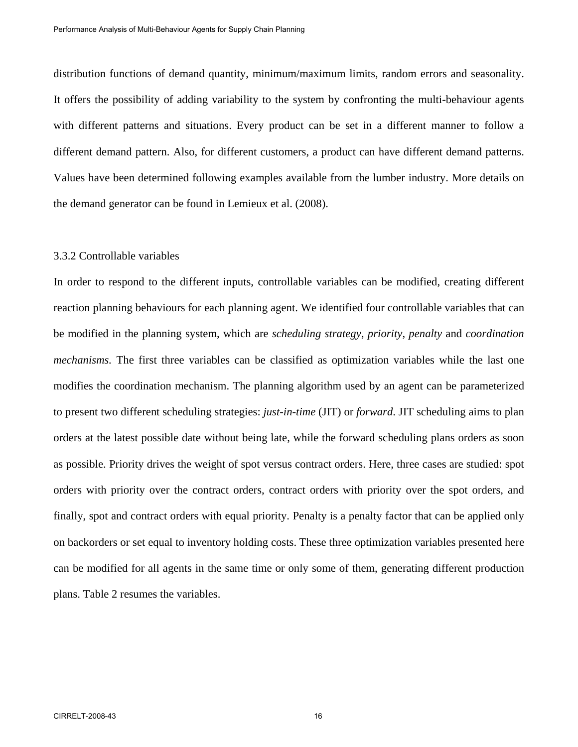distribution functions of demand quantity, minimum/maximum limits, random errors and seasonality. It offers the possibility of adding variability to the system by confronting the multi-behaviour agents with different patterns and situations. Every product can be set in a different manner to follow a different demand pattern. Also, for different customers, a product can have different demand patterns. Values have been determined following examples available from the lumber industry. More details on the demand generator can be found in Lemieux et al. (2008).

### 3.3.2 Controllable variables

In order to respond to the different inputs, controllable variables can be modified, creating different reaction planning behaviours for each planning agent. We identified four controllable variables that can be modified in the planning system, which are *scheduling strategy*, *priority*, *penalty* and *coordination mechanisms.* The first three variables can be classified as optimization variables while the last one modifies the coordination mechanism. The planning algorithm used by an agent can be parameterized to present two different scheduling strategies: *just-in-time* (JIT) or *forward*. JIT scheduling aims to plan orders at the latest possible date without being late, while the forward scheduling plans orders as soon as possible. Priority drives the weight of spot versus contract orders. Here, three cases are studied: spot orders with priority over the contract orders, contract orders with priority over the spot orders, and finally, spot and contract orders with equal priority. Penalty is a penalty factor that can be applied only on backorders or set equal to inventory holding costs. These three optimization variables presented here can be modified for all agents in the same time or only some of them, generating different production plans. Table 2 resumes the variables.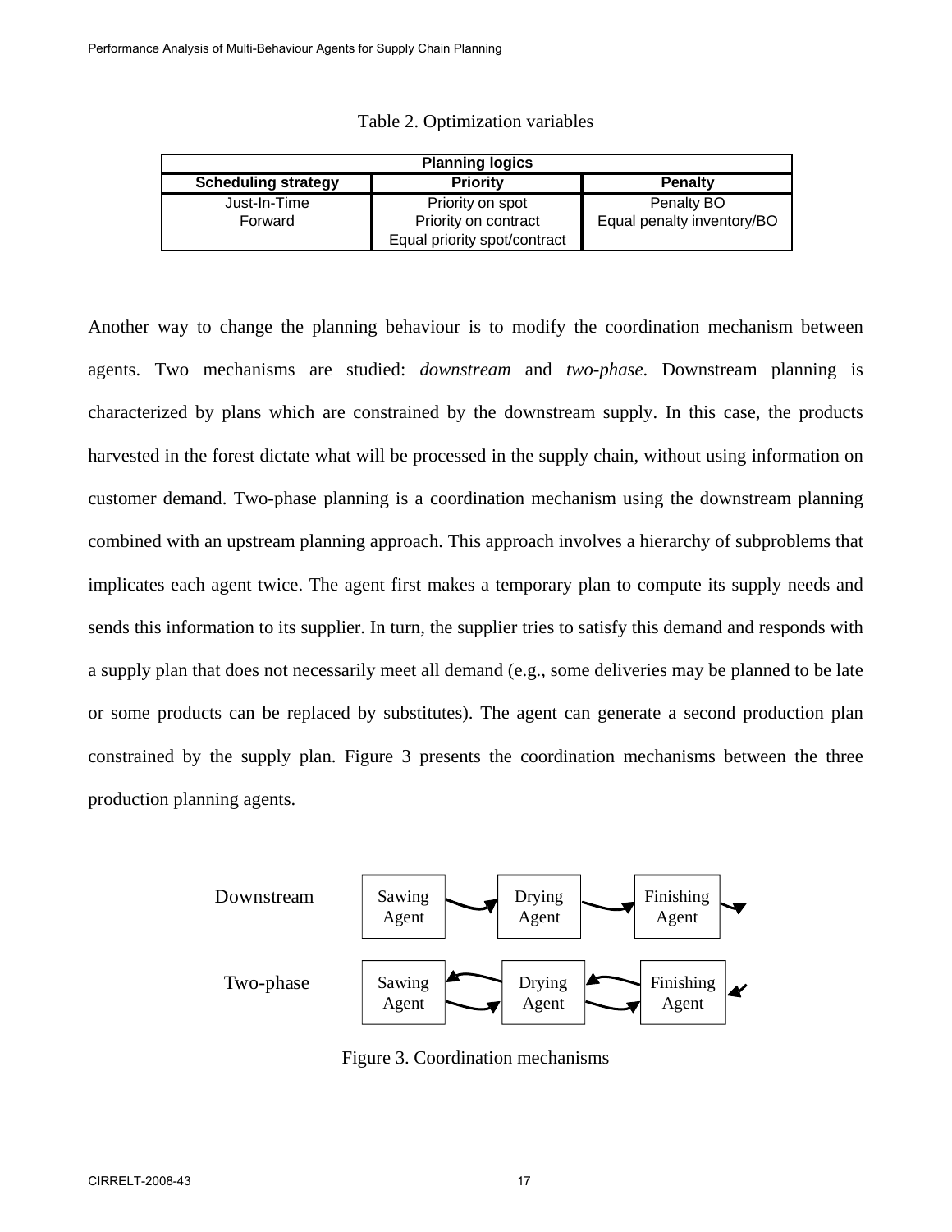Table 2. Optimization variables

| Planning logics | | |
|---|---|---|
| **Scheduling strategy** | **Priority** | **Penalty** |
| Just-In-Time | Priority on spot | Penalty BO |
| Forward | Priority on contract | Equal penalty inventory/BO |
| | Equal priority spot/contract | |

Another way to change the planning behaviour is to modify the coordination mechanism between agents. Two mechanisms are studied: *downstream* and *two-phase*. Downstream planning is characterized by plans which are constrained by the downstream supply. In this case, the products harvested in the forest dictate what will be processed in the supply chain, without using information on customer demand. Two-phase planning is a coordination mechanism using the downstream planning combined with an upstream planning approach. This approach involves a hierarchy of subproblems that implicates each agent twice. The agent first makes a temporary plan to compute its supply needs and sends this information to its supplier. In turn, the supplier tries to satisfy this demand and responds with a supply plan that does not necessarily meet all demand (e.g., some deliveries may be planned to be late or some products can be replaced by substitutes). The agent can generate a second production plan constrained by the supply plan. Figure 3 presents the coordination mechanisms between the three production planning agents.

Downstream: Sawing Agent → Drying Agent → Finishing Agent →

Two-phase: Sawing Agent ⇄ Drying Agent ⇄ Finishing Agent ←

Figure 3. Coordination mechanisms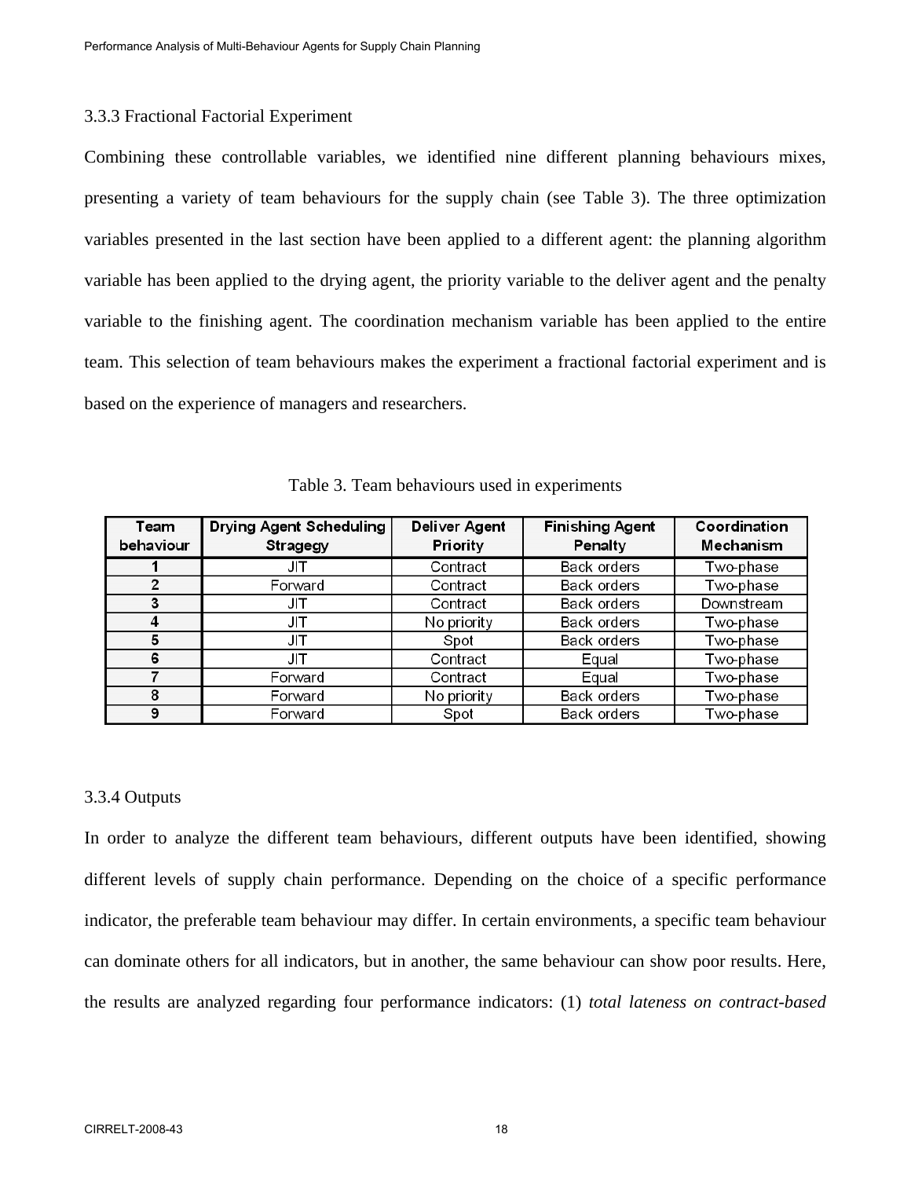### 3.3.3 Fractional Factorial Experiment

Combining these controllable variables, we identified nine different planning behaviours mixes, presenting a variety of team behaviours for the supply chain (see Table 3). The three optimization variables presented in the last section have been applied to a different agent: the planning algorithm variable has been applied to the drying agent, the priority variable to the deliver agent and the penalty variable to the finishing agent. The coordination mechanism variable has been applied to the entire team. This selection of team behaviours makes the experiment a fractional factorial experiment and is based on the experience of managers and researchers.

Table 3. Team behaviours used in experiments

| Team behaviour | Drying Agent Scheduling Stragegy | Deliver Agent Priority | Finishing Agent Penalty | Coordination Mechanism |
|---|---|---|---|---|
| 1 | JIT | Contract | Back orders | Two-phase |
| 2 | Forward | Contract | Back orders | Two-phase |
| 3 | JIT | Contract | Back orders | Downstream |
| 4 | JIT | No priority | Back orders | Two-phase |
| 5 | JIT | Spot | Back orders | Two-phase |
| 6 | JIT | Contract | Equal | Two-phase |
| 7 | Forward | Contract | Equal | Two-phase |
| 8 | Forward | No priority | Back orders | Two-phase |
| 9 | Forward | Spot | Back orders | Two-phase |

### 3.3.4 Outputs

In order to analyze the different team behaviours, different outputs have been identified, showing different levels of supply chain performance. Depending on the choice of a specific performance indicator, the preferable team behaviour may differ. In certain environments, a specific team behaviour can dominate others for all indicators, but in another, the same behaviour can show poor results. Here, the results are analyzed regarding four performance indicators: (1) *total lateness on contract-based*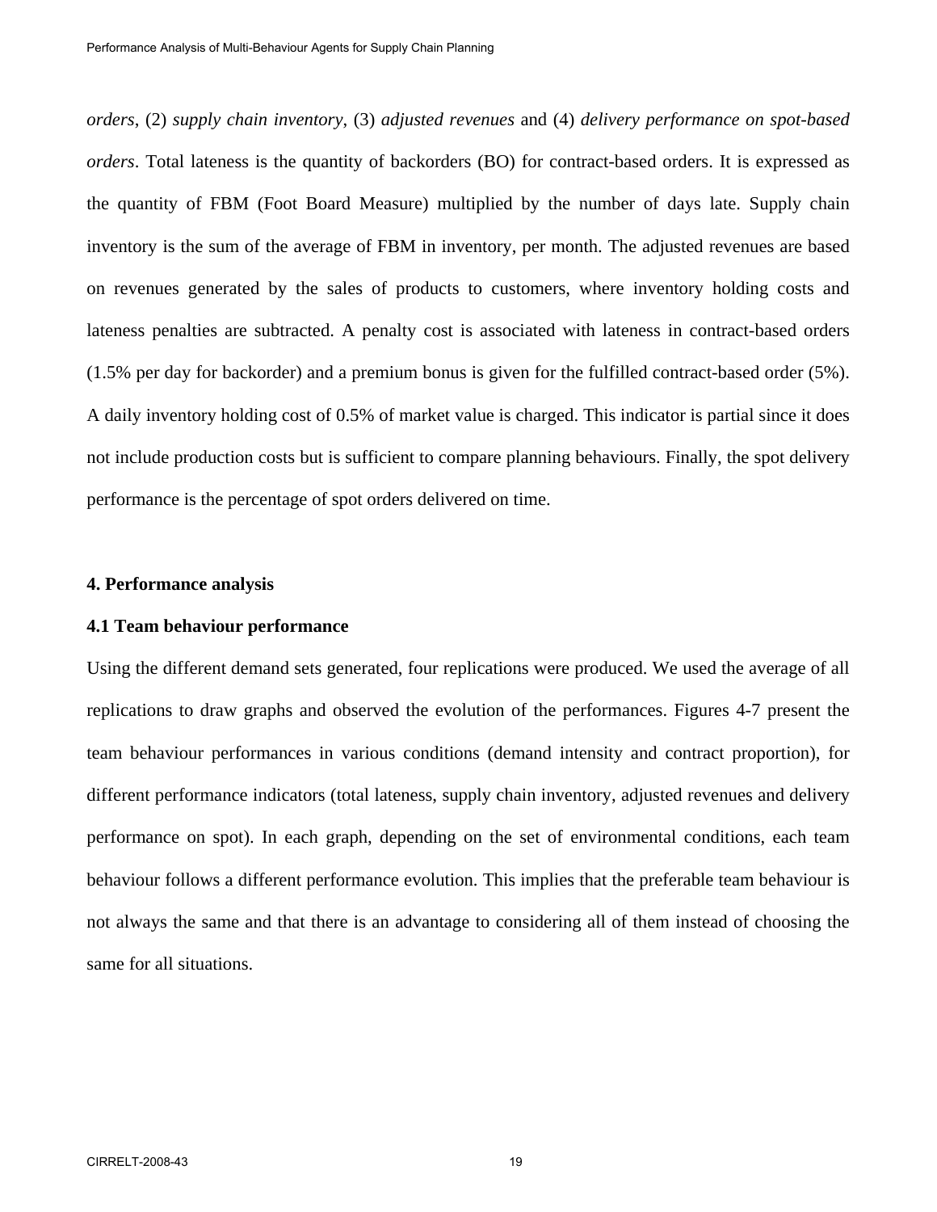*orders*, (2) *supply chain inventory*, (3) *adjusted revenues* and (4) *delivery performance on spot-based orders*. Total lateness is the quantity of backorders (BO) for contract-based orders. It is expressed as the quantity of FBM (Foot Board Measure) multiplied by the number of days late. Supply chain inventory is the sum of the average of FBM in inventory, per month. The adjusted revenues are based on revenues generated by the sales of products to customers, where inventory holding costs and lateness penalties are subtracted. A penalty cost is associated with lateness in contract-based orders (1.5% per day for backorder) and a premium bonus is given for the fulfilled contract-based order (5%). A daily inventory holding cost of 0.5% of market value is charged. This indicator is partial since it does not include production costs but is sufficient to compare planning behaviours. Finally, the spot delivery performance is the percentage of spot orders delivered on time.

## 4. Performance analysis

### 4.1 Team behaviour performance

Using the different demand sets generated, four replications were produced. We used the average of all replications to draw graphs and observed the evolution of the performances. Figures 4-7 present the team behaviour performances in various conditions (demand intensity and contract proportion), for different performance indicators (total lateness, supply chain inventory, adjusted revenues and delivery performance on spot). In each graph, depending on the set of environmental conditions, each team behaviour follows a different performance evolution. This implies that the preferable team behaviour is not always the same and that there is an advantage to considering all of them instead of choosing the same for all situations.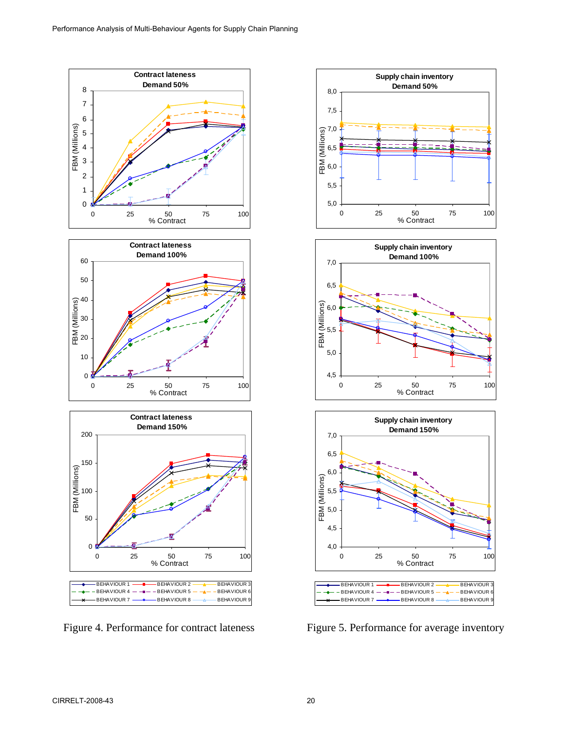Figure 4. Performance for contract lateness

Figure 5. Performance for average inventory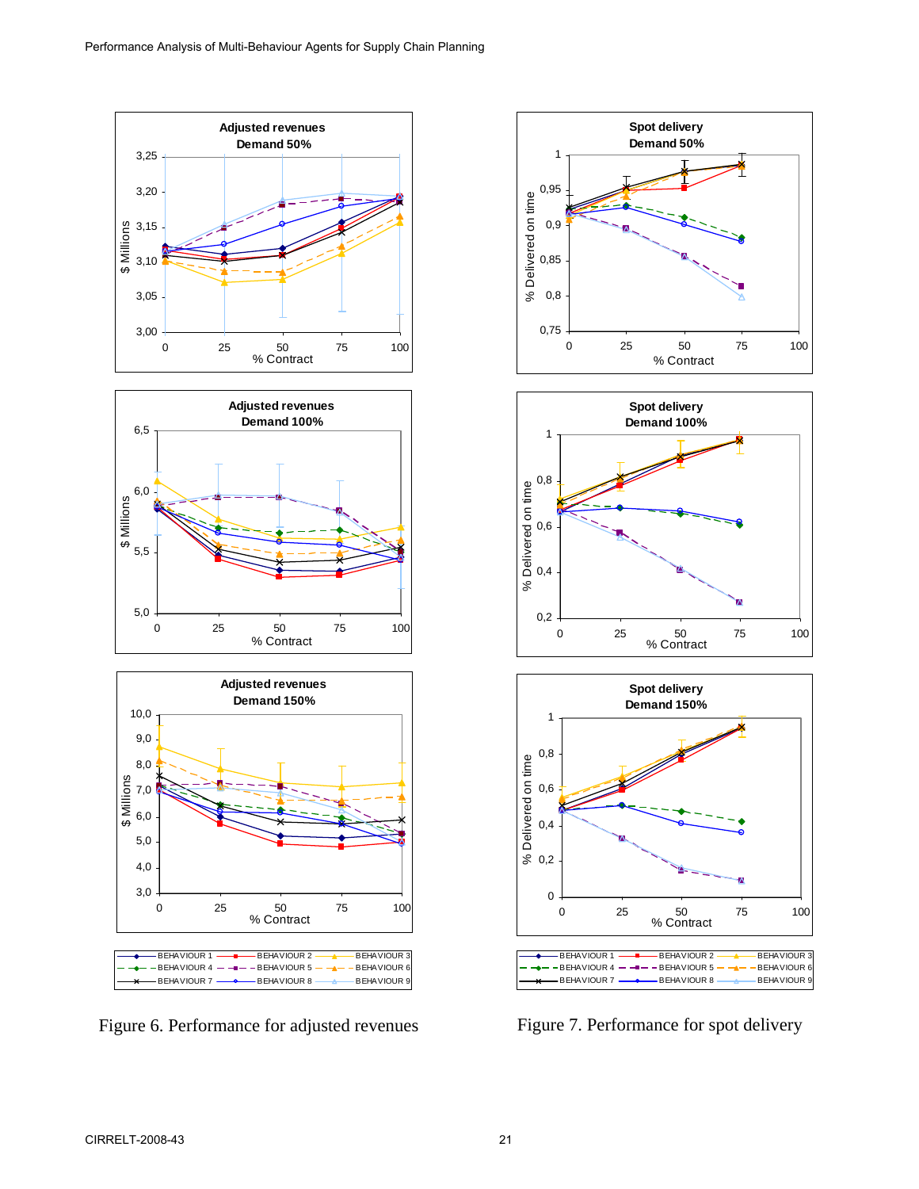Figure 6. Performance for adjusted revenues

Figure 7. Performance for spot delivery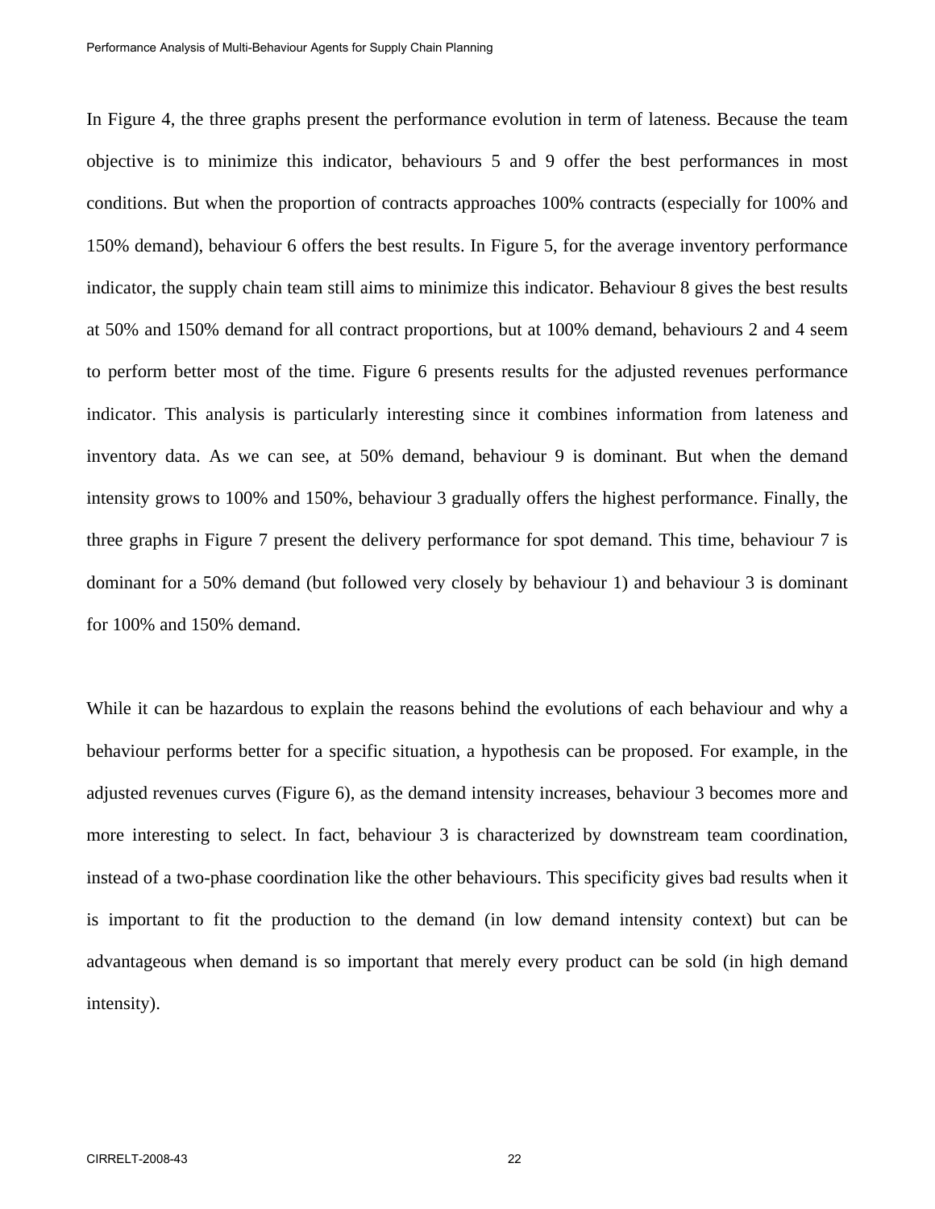In Figure 4, the three graphs present the performance evolution in term of lateness. Because the team objective is to minimize this indicator, behaviours 5 and 9 offer the best performances in most conditions. But when the proportion of contracts approaches 100% contracts (especially for 100% and 150% demand), behaviour 6 offers the best results. In Figure 5, for the average inventory performance indicator, the supply chain team still aims to minimize this indicator. Behaviour 8 gives the best results at 50% and 150% demand for all contract proportions, but at 100% demand, behaviours 2 and 4 seem to perform better most of the time. Figure 6 presents results for the adjusted revenues performance indicator. This analysis is particularly interesting since it combines information from lateness and inventory data. As we can see, at 50% demand, behaviour 9 is dominant. But when the demand intensity grows to 100% and 150%, behaviour 3 gradually offers the highest performance. Finally, the three graphs in Figure 7 present the delivery performance for spot demand. This time, behaviour 7 is dominant for a 50% demand (but followed very closely by behaviour 1) and behaviour 3 is dominant for 100% and 150% demand.

While it can be hazardous to explain the reasons behind the evolutions of each behaviour and why a behaviour performs better for a specific situation, a hypothesis can be proposed. For example, in the adjusted revenues curves (Figure 6), as the demand intensity increases, behaviour 3 becomes more and more interesting to select. In fact, behaviour 3 is characterized by downstream team coordination, instead of a two-phase coordination like the other behaviours. This specificity gives bad results when it is important to fit the production to the demand (in low demand intensity context) but can be advantageous when demand is so important that merely every product can be sold (in high demand intensity).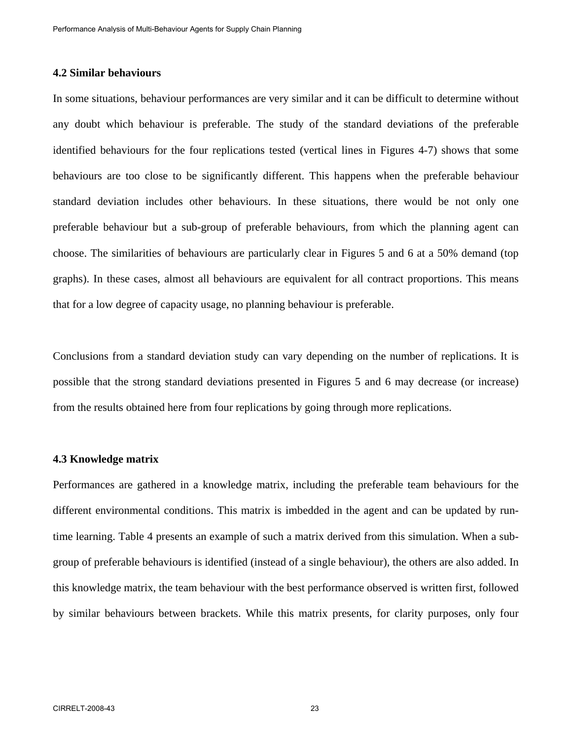### 4.2 Similar behaviours

In some situations, behaviour performances are very similar and it can be difficult to determine without any doubt which behaviour is preferable. The study of the standard deviations of the preferable identified behaviours for the four replications tested (vertical lines in Figures 4-7) shows that some behaviours are too close to be significantly different. This happens when the preferable behaviour standard deviation includes other behaviours. In these situations, there would be not only one preferable behaviour but a sub-group of preferable behaviours, from which the planning agent can choose. The similarities of behaviours are particularly clear in Figures 5 and 6 at a 50% demand (top graphs). In these cases, almost all behaviours are equivalent for all contract proportions. This means that for a low degree of capacity usage, no planning behaviour is preferable.

Conclusions from a standard deviation study can vary depending on the number of replications. It is possible that the strong standard deviations presented in Figures 5 and 6 may decrease (or increase) from the results obtained here from four replications by going through more replications.

### 4.3 Knowledge matrix

Performances are gathered in a knowledge matrix, including the preferable team behaviours for the different environmental conditions. This matrix is imbedded in the agent and can be updated by run-time learning. Table 4 presents an example of such a matrix derived from this simulation. When a sub-group of preferable behaviours is identified (instead of a single behaviour), the others are also added. In this knowledge matrix, the team behaviour with the best performance observed is written first, followed by similar behaviours between brackets. While this matrix presents, for clarity purposes, only four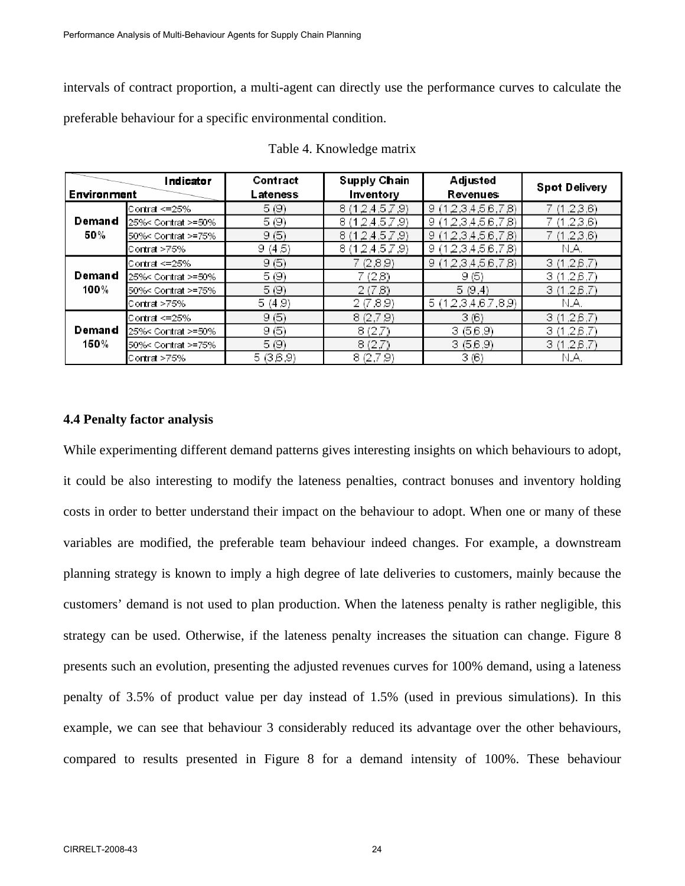intervals of contract proportion, a multi-agent can directly use the performance curves to calculate the preferable behaviour for a specific environmental condition.

Table 4. Knowledge matrix

| Environment | | Contract Lateness | Supply Chain Inventory | Adjusted Revenues | Spot Delivery |
|---|---|---|---|---|---|
| Demand 50% | Contrat <=25% | 5 (9) | 8 (1,2,4,5,7,9) | 9 (1,2,3,4,5,6,7,8) | 7 (1,2,3,6) |
| | 25%< Contrat >=50% | 5 (9) | 8 (1,2,4,5,7,9) | 9 (1,2,3,4,5,6,7,8) | 7 (1,2,3,6) |
| | 50%< Contrat >=75% | 9 (5) | 8 (1,2,4,5,7,9) | 9 (1,2,3,4,5,6,7,8) | 7 (1,2,3,6) |
| | Contrat >75% | 9 (4,5) | 8 (1,2,4,5,7,9) | 9 (1,2,3,4,5,6,7,8) | N.A. |
| Demand 100% | Contrat <=25% | 9 (5) | 7 (2,8,9) | 9 (1,2,3,4,5,6,7,8) | 3 (1,2,6,7) |
| | 25%< Contrat >=50% | 5 (9) | 7 (2,8) | 9 (5) | 3 (1,2,6,7) |
| | 50%< Contrat >=75% | 5 (9) | 2 (7,8) | 5 (9,4) | 3 (1,2,6,7) |
| | Contrat >75% | 5 (4,9) | 2 (7,8,9) | 5 (1,2,3,4,6,7,8,9) | N.A. |
| Demand 150% | Contrat <=25% | 9 (5) | 8 (2,7,9) | 3 (6) | 3 (1,2,6,7) |
| | 25%< Contrat >=50% | 9 (5) | 8 (2,7) | 3 (5,6,9) | 3 (1,2,6,7) |
| | 50%< Contrat >=75% | 5 (9) | 8 (2,7) | 3 (5,6,9) | 3 (1,2,6,7) |
| | Contrat >75% | 5 (3,6,9) | 8 (2,7,9) | 3 (6) | N.A. |

### 4.4 Penalty factor analysis

While experimenting different demand patterns gives interesting insights on which behaviours to adopt, it could be also interesting to modify the lateness penalties, contract bonuses and inventory holding costs in order to better understand their impact on the behaviour to adopt. When one or many of these variables are modified, the preferable team behaviour indeed changes. For example, a downstream planning strategy is known to imply a high degree of late deliveries to customers, mainly because the customers' demand is not used to plan production. When the lateness penalty is rather negligible, this strategy can be used. Otherwise, if the lateness penalty increases the situation can change. Figure 8 presents such an evolution, presenting the adjusted revenues curves for 100% demand, using a lateness penalty of 3.5% of product value per day instead of 1.5% (used in previous simulations). In this example, we can see that behaviour 3 considerably reduced its advantage over the other behaviours, compared to results presented in Figure 8 for a demand intensity of 100%. These behaviour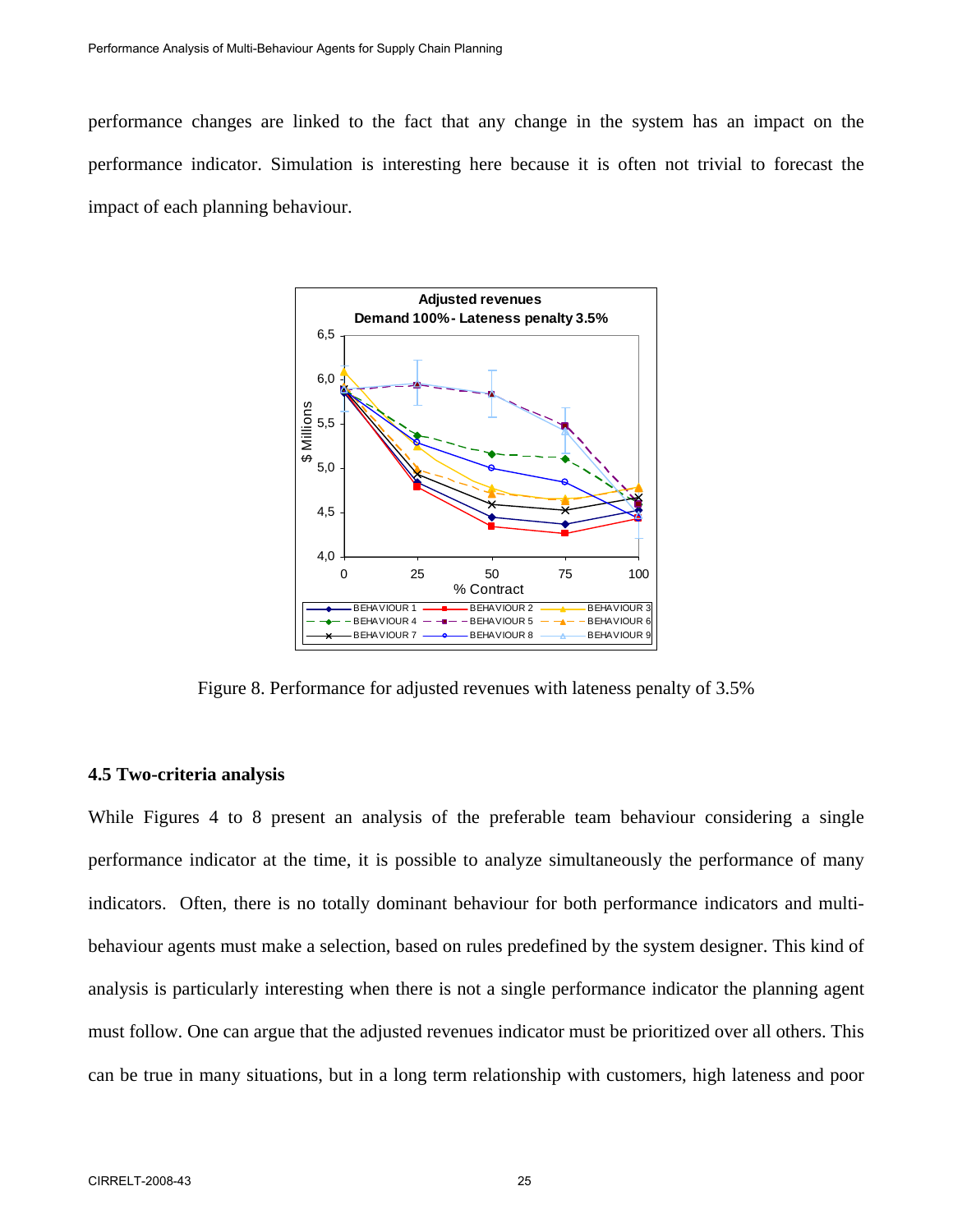performance changes are linked to the fact that any change in the system has an impact on the performance indicator. Simulation is interesting here because it is often not trivial to forecast the impact of each planning behaviour.

Figure 8. Performance for adjusted revenues with lateness penalty of 3.5%

### 4.5 Two-criteria analysis

While Figures 4 to 8 present an analysis of the preferable team behaviour considering a single performance indicator at the time, it is possible to analyze simultaneously the performance of many indicators. Often, there is no totally dominant behaviour for both performance indicators and multi-behaviour agents must make a selection, based on rules predefined by the system designer. This kind of analysis is particularly interesting when there is not a single performance indicator the planning agent must follow. One can argue that the adjusted revenues indicator must be prioritized over all others. This can be true in many situations, but in a long term relationship with customers, high lateness and poor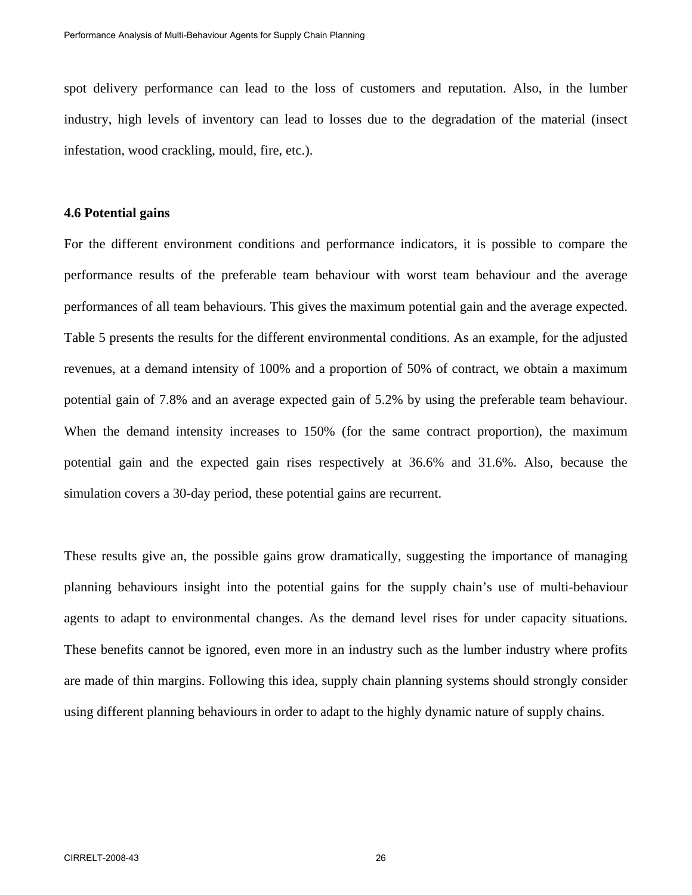spot delivery performance can lead to the loss of customers and reputation. Also, in the lumber industry, high levels of inventory can lead to losses due to the degradation of the material (insect infestation, wood crackling, mould, fire, etc.).

### 4.6 Potential gains

For the different environment conditions and performance indicators, it is possible to compare the performance results of the preferable team behaviour with worst team behaviour and the average performances of all team behaviours. This gives the maximum potential gain and the average expected. Table 5 presents the results for the different environmental conditions. As an example, for the adjusted revenues, at a demand intensity of 100% and a proportion of 50% of contract, we obtain a maximum potential gain of 7.8% and an average expected gain of 5.2% by using the preferable team behaviour. When the demand intensity increases to 150% (for the same contract proportion), the maximum potential gain and the expected gain rises respectively at 36.6% and 31.6%. Also, because the simulation covers a 30-day period, these potential gains are recurrent.

These results give an, the possible gains grow dramatically, suggesting the importance of managing planning behaviours insight into the potential gains for the supply chain's use of multi-behaviour agents to adapt to environmental changes. As the demand level rises for under capacity situations. These benefits cannot be ignored, even more in an industry such as the lumber industry where profits are made of thin margins. Following this idea, supply chain planning systems should strongly consider using different planning behaviours in order to adapt to the highly dynamic nature of supply chains.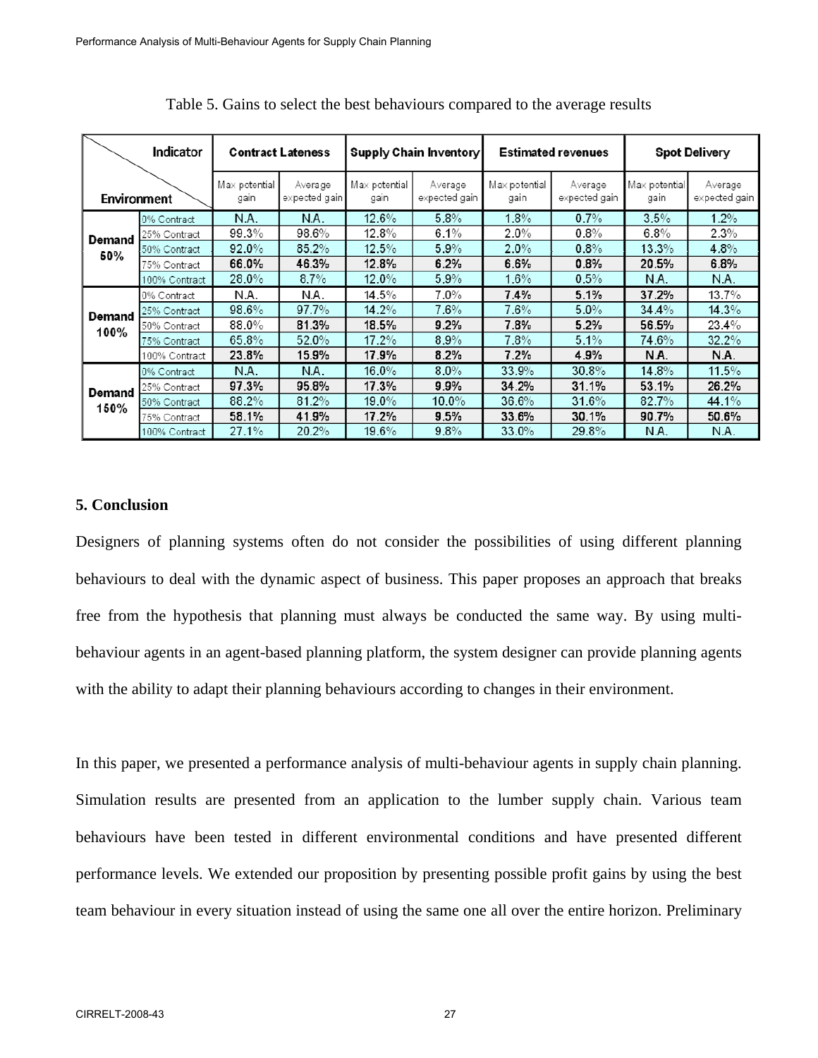Table 5. Gains to select the best behaviours compared to the average results

| Environment | | Contract Lateness | | Supply Chain Inventory | | Estimated revenues | | Spot Delivery | |
|---|---|---|---|---|---|---|---|---|---|
| | | Max potential gain | Average expected gain | Max potential gain | Average expected gain | Max potential gain | Average expected gain | Max potential gain | Average expected gain |
| Demand 50% | 0% Contract | N.A. | N.A. | 12.6% | 5.8% | 1.8% | 0.7% | 3.5% | 1.2% |
| | 25% Contract | 99.3% | 98.6% | 12.8% | 6.1% | 2.0% | 0.8% | 6.8% | 2.3% |
| | 50% Contract | 92.0% | 85.2% | 12.5% | 5.9% | 2.0% | 0.8% | 13.3% | 4.8% |
| | 75% Contract | **66.0%** | **46.3%** | **12.8%** | **6.2%** | **6.6%** | **0.8%** | **20.5%** | **6.8%** |
| | 100% Contract | 26.0% | 8.7% | 12.0% | 5.9% | 1.6% | 0.5% | N.A. | N.A. |
| Demand 100% | 0% Contract | N.A. | N.A. | 14.5% | 7.0% | **7.4%** | **5.1%** | **37.2%** | 13.7% |
| | 25% Contract | 98.6% | 97.7% | 14.2% | 7.6% | 7.6% | 5.0% | 34.4% | 14.3% |
| | 50% Contract | 88.0% | **81.3%** | **18.5%** | **9.2%** | **7.8%** | **5.2%** | **56.5%** | 23.4% |
| | 75% Contract | 65.8% | 52.0% | 17.2% | 8.9% | 7.8% | 5.1% | 74.6% | 32.2% |
| | 100% Contract | **23.8%** | **15.9%** | **17.9%** | **8.2%** | **7.2%** | **4.9%** | **N.A.** | **N.A.** |
| Demand 150% | 0% Contract | N.A. | N.A. | 16.0% | 8.0% | 33.9% | 30.8% | 14.8% | 11.5% |
| | 25% Contract | **97.3%** | **95.8%** | **17.3%** | **9.9%** | **34.2%** | **31.1%** | **53.1%** | **26.2%** |
| | 50% Contract | 86.2% | 81.2% | 19.0% | 10.0% | 36.6% | 31.6% | 82.7% | 44.1% |
| | 75% Contract | **58.1%** | **41.9%** | **17.2%** | **9.5%** | **33.6%** | **30.1%** | **90.7%** | **50.6%** |
| | 100% Contract | 27.1% | 20.2% | 19.6% | 9.8% | 33.0% | 29.8% | N.A. | N.A. |

## 5. Conclusion

Designers of planning systems often do not consider the possibilities of using different planning behaviours to deal with the dynamic aspect of business. This paper proposes an approach that breaks free from the hypothesis that planning must always be conducted the same way. By using multi-behaviour agents in an agent-based planning platform, the system designer can provide planning agents with the ability to adapt their planning behaviours according to changes in their environment.

In this paper, we presented a performance analysis of multi-behaviour agents in supply chain planning. Simulation results are presented from an application to the lumber supply chain. Various team behaviours have been tested in different environmental conditions and have presented different performance levels. We extended our proposition by presenting possible profit gains by using the best team behaviour in every situation instead of using the same one all over the entire horizon. Preliminary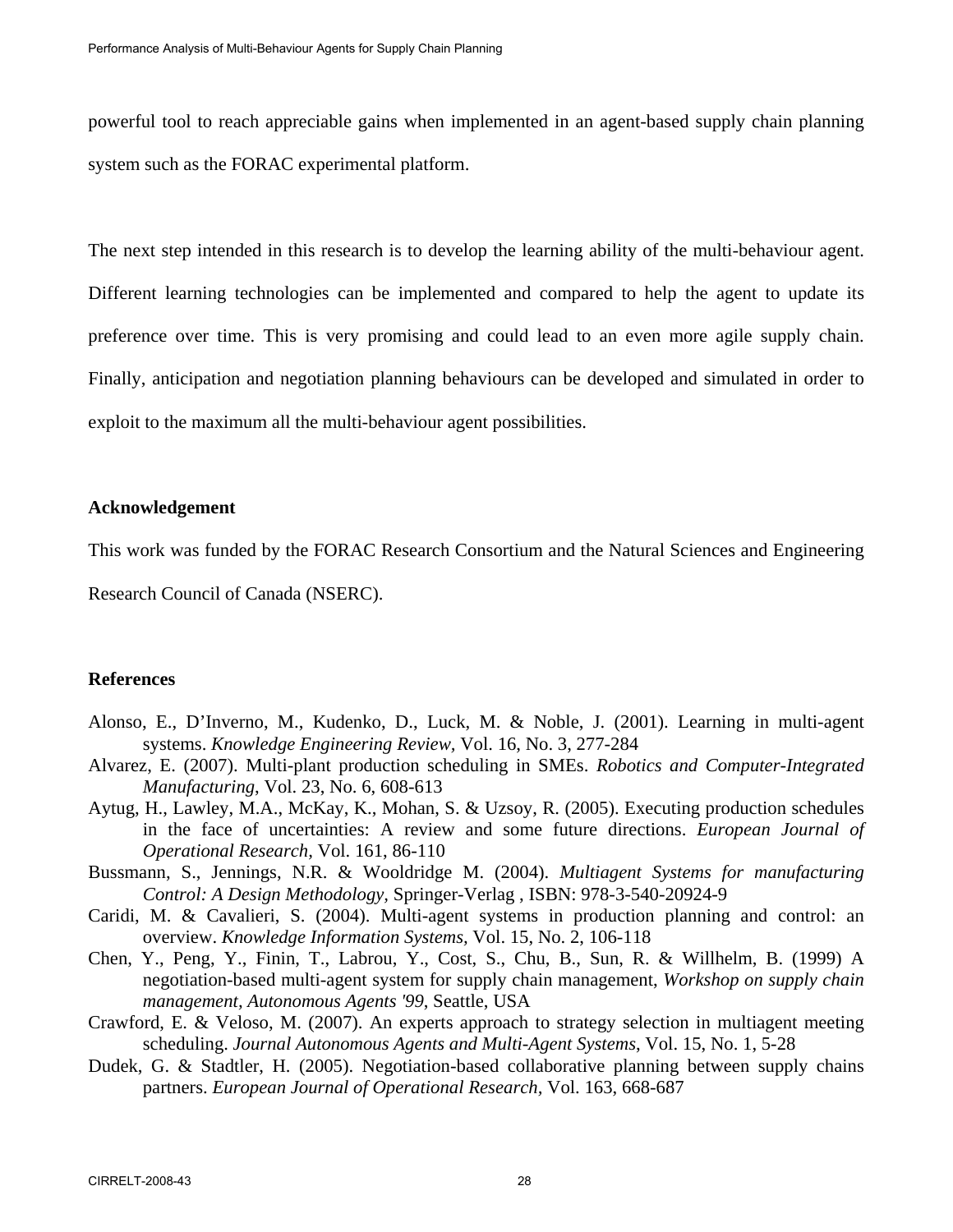powerful tool to reach appreciable gains when implemented in an agent-based supply chain planning system such as the FORAC experimental platform.

The next step intended in this research is to develop the learning ability of the multi-behaviour agent. Different learning technologies can be implemented and compared to help the agent to update its preference over time. This is very promising and could lead to an even more agile supply chain. Finally, anticipation and negotiation planning behaviours can be developed and simulated in order to exploit to the maximum all the multi-behaviour agent possibilities.

**Acknowledgement**

This work was funded by the FORAC Research Consortium and the Natural Sciences and Engineering Research Council of Canada (NSERC).

**References**

Alonso, E., D'Inverno, M., Kudenko, D., Luck, M. & Noble, J. (2001). Learning in multi-agent systems. *Knowledge Engineering Review,* Vol. 16, No. 3, 277-284

Alvarez, E. (2007). Multi-plant production scheduling in SMEs. *Robotics and Computer-Integrated Manufacturing*, Vol. 23, No. 6, 608-613

Aytug, H., Lawley, M.A., McKay, K., Mohan, S. & Uzsoy, R. (2005). Executing production schedules in the face of uncertainties: A review and some future directions. *European Journal of Operational Research*, Vol. 161, 86-110

Bussmann, S., Jennings, N.R. & Wooldridge M. (2004). *Multiagent Systems for manufacturing Control: A Design Methodology,* Springer-Verlag , ISBN: 978-3-540-20924-9

Caridi, M. & Cavalieri, S. (2004). Multi-agent systems in production planning and control: an overview. *Knowledge Information Systems,* Vol. 15, No. 2, 106-118

Chen, Y., Peng, Y., Finin, T., Labrou, Y., Cost, S., Chu, B., Sun, R. & Willhelm, B. (1999) A negotiation-based multi-agent system for supply chain management, *Workshop on supply chain management, Autonomous Agents '99*, Seattle, USA

Crawford, E. & Veloso, M. (2007). An experts approach to strategy selection in multiagent meeting scheduling. *Journal Autonomous Agents and Multi-Agent Systems*, Vol. 15, No. 1, 5-28

Dudek, G. & Stadtler, H. (2005). Negotiation-based collaborative planning between supply chains partners. *European Journal of Operational Research*, Vol. 163, 668-687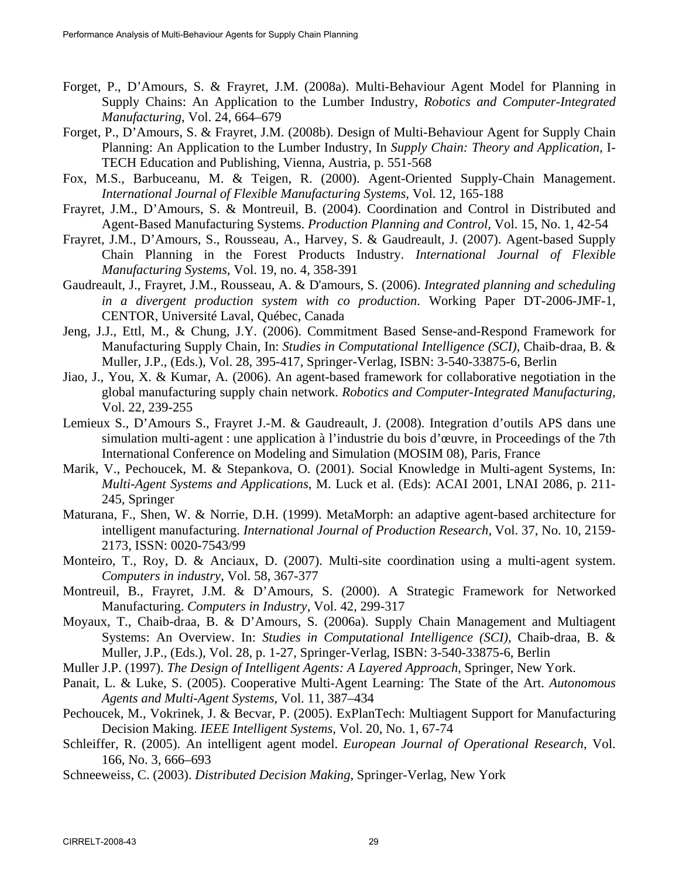Forget, P., D'Amours, S. & Frayret, J.M. (2008a). Multi-Behaviour Agent Model for Planning in Supply Chains: An Application to the Lumber Industry, *Robotics and Computer-Integrated Manufacturing*, Vol. 24, 664–679

Forget, P., D'Amours, S. & Frayret, J.M. (2008b). Design of Multi-Behaviour Agent for Supply Chain Planning: An Application to the Lumber Industry, In *Supply Chain: Theory and Application*, I-TECH Education and Publishing, Vienna, Austria, p. 551-568

Fox, M.S., Barbuceanu, M. & Teigen, R. (2000). Agent-Oriented Supply-Chain Management. *International Journal of Flexible Manufacturing Systems*, Vol. 12, 165-188

Frayret, J.M., D'Amours, S. & Montreuil, B. (2004). Coordination and Control in Distributed and Agent-Based Manufacturing Systems. *Production Planning and Control*, Vol. 15, No. 1, 42-54

Frayret, J.M., D'Amours, S., Rousseau, A., Harvey, S. & Gaudreault, J. (2007). Agent-based Supply Chain Planning in the Forest Products Industry. *International Journal of Flexible Manufacturing Systems*, Vol. 19, no. 4, 358-391

Gaudreault, J., Frayret, J.M., Rousseau, A. & D'amours, S. (2006). *Integrated planning and scheduling in a divergent production system with co production*. Working Paper DT-2006-JMF-1, CENTOR, Université Laval, Québec, Canada

Jeng, J.J., Ettl, M., & Chung, J.Y. (2006). Commitment Based Sense-and-Respond Framework for Manufacturing Supply Chain, In: *Studies in Computational Intelligence (SCI)*, Chaib-draa, B. & Muller, J.P., (Eds.), Vol. 28, 395-417, Springer-Verlag, ISBN: 3-540-33875-6, Berlin

Jiao, J., You, X. & Kumar, A. (2006). An agent-based framework for collaborative negotiation in the global manufacturing supply chain network. *Robotics and Computer-Integrated Manufacturing*, Vol. 22, 239-255

Lemieux S., D'Amours S., Frayret J.-M. & Gaudreault, J. (2008). Integration d'outils APS dans une simulation multi-agent : une application à l'industrie du bois d'œuvre, in Proceedings of the 7th International Conference on Modeling and Simulation (MOSIM 08), Paris, France

Marik, V., Pechoucek, M. & Stepankova, O. (2001). Social Knowledge in Multi-agent Systems, In: *Multi-Agent Systems and Applications*, M. Luck et al. (Eds): ACAI 2001, LNAI 2086, p. 211-245, Springer

Maturana, F., Shen, W. & Norrie, D.H. (1999). MetaMorph: an adaptive agent-based architecture for intelligent manufacturing. *International Journal of Production Research*, Vol. 37, No. 10, 2159-2173, ISSN: 0020-7543/99

Monteiro, T., Roy, D. & Anciaux, D. (2007). Multi-site coordination using a multi-agent system. *Computers in industry*, Vol. 58, 367-377

Montreuil, B., Frayret, J.M. & D'Amours, S. (2000). A Strategic Framework for Networked Manufacturing. *Computers in Industry*, Vol. 42, 299-317

Moyaux, T., Chaib-draa, B. & D'Amours, S. (2006a). Supply Chain Management and Multiagent Systems: An Overview. In: *Studies in Computational Intelligence (SCI)*, Chaib-draa, B. & Muller, J.P., (Eds.), Vol. 28, p. 1-27, Springer-Verlag, ISBN: 3-540-33875-6, Berlin

Muller J.P. (1997). *The Design of Intelligent Agents: A Layered Approach*, Springer, New York.

Panait, L. & Luke, S. (2005). Cooperative Multi-Agent Learning: The State of the Art. *Autonomous Agents and Multi-Agent Systems*, Vol. 11, 387–434

Pechoucek, M., Vokrinek, J. & Becvar, P. (2005). ExPlanTech: Multiagent Support for Manufacturing Decision Making. *IEEE Intelligent Systems*, Vol. 20, No. 1, 67-74

Schleiffer, R. (2005). An intelligent agent model. *European Journal of Operational Research*, Vol. 166, No. 3, 666–693

Schneeweiss, C. (2003). *Distributed Decision Making*, Springer-Verlag, New York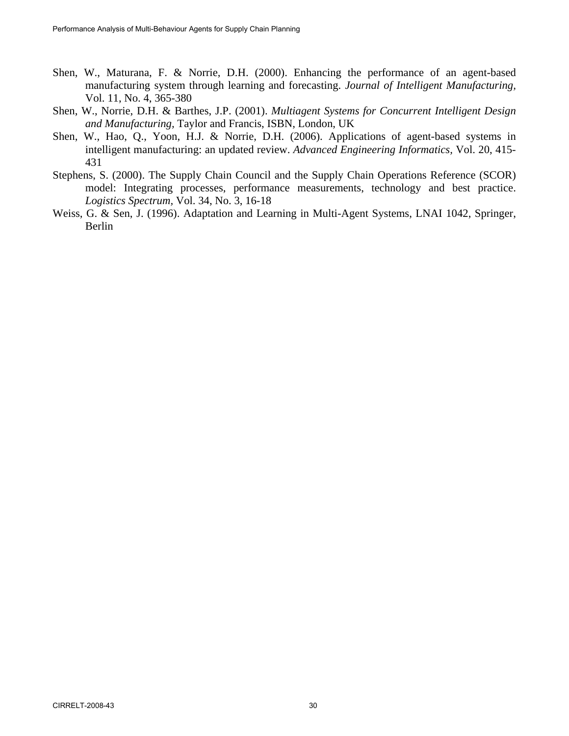Shen, W., Maturana, F. & Norrie, D.H. (2000). Enhancing the performance of an agent-based manufacturing system through learning and forecasting. *Journal of Intelligent Manufacturing,* Vol. 11, No. 4, 365-380

Shen, W., Norrie, D.H. & Barthes, J.P. (2001). *Multiagent Systems for Concurrent Intelligent Design and Manufacturing,* Taylor and Francis, ISBN, London, UK

Shen, W., Hao, Q., Yoon, H.J. & Norrie, D.H. (2006). Applications of agent-based systems in intelligent manufacturing: an updated review. *Advanced Engineering Informatics,* Vol. 20, 415-431

Stephens, S. (2000). The Supply Chain Council and the Supply Chain Operations Reference (SCOR) model: Integrating processes, performance measurements, technology and best practice. *Logistics Spectrum,* Vol. 34, No. 3, 16-18

Weiss, G. & Sen, J. (1996). Adaptation and Learning in Multi-Agent Systems, LNAI 1042, Springer, Berlin